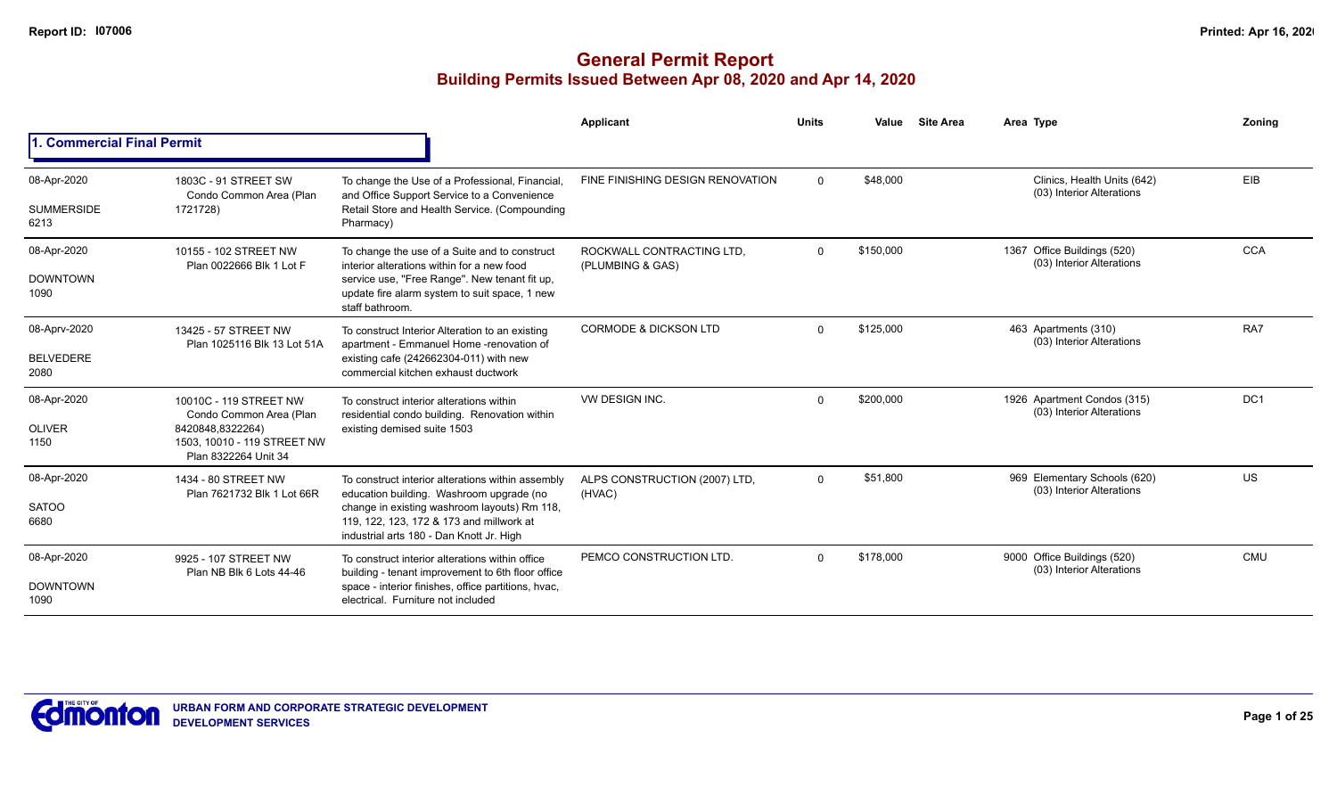# General Permit Report

## Building Permits Issued Between Apr 08, 2020 and Apr 14, 2020

### 1. Commercial Final Permit

| Date / Neighbourhood | Address | Description | Applicant | Units | Value | Site Area | Area Type | Zoning |
|---|---|---|---|---|---|---|---|---|
| 08-Apr-2020 SUMMERSIDE 6213 | 1803C - 91 STREET SW Condo Common Area (Plan 1721728) | To change the Use of a Professional, Financial, and Office Support Service to a Convenience Retail Store and Health Service. (Compounding Pharmacy) | FINE FINISHING DESIGN RENOVATION | 0 | $48,000 | | Clinics, Health Units (642) (03) Interior Alterations | EIB |
| 08-Apr-2020 DOWNTOWN 1090 | 10155 - 102 STREET NW Plan 0022666 Blk 1 Lot F | To change the use of a Suite and to construct interior alterations within for a new food service use, "Free Range". New tenant fit up, update fire alarm system to suit space, 1 new staff bathroom. | ROCKWALL CONTRACTING LTD, (PLUMBING & GAS) | 0 | $150,000 | 1367 | Office Buildings (520) (03) Interior Alterations | CCA |
| 08-Aprv-2020 BELVEDERE 2080 | 13425 - 57 STREET NW Plan 1025116 Blk 13 Lot 51A | To construct Interior Alteration to an existing apartment - Emmanuel Home -renovation of existing cafe (242662304-011) with new commercial kitchen exhaust ductwork | CORMODE & DICKSON LTD | 0 | $125,000 | 463 | Apartments (310) (03) Interior Alterations | RA7 |
| 08-Apr-2020 OLIVER 1150 | 10010C - 119 STREET NW Condo Common Area (Plan 8420848,8322264) 1503, 10010 - 119 STREET NW Plan 8322264 Unit 34 | To construct interior alterations within residential condo building. Renovation within existing demised suite 1503 | VW DESIGN INC. | 0 | $200,000 | 1926 | Apartment Condos (315) (03) Interior Alterations | DC1 |
| 08-Apr-2020 SATOO 6680 | 1434 - 80 STREET NW Plan 7621732 Blk 1 Lot 66R | To construct interior alterations within assembly education building. Washroom upgrade (no change in existing washroom layouts) Rm 118, 119, 122, 123, 172 & 173 and millwork at industrial arts 180 - Dan Knott Jr. High | ALPS CONSTRUCTION (2007) LTD, (HVAC) | 0 | $51,800 | 969 | Elementary Schools (620) (03) Interior Alterations | US |
| 08-Apr-2020 DOWNTOWN 1090 | 9925 - 107 STREET NW Plan NB Blk 6 Lots 44-46 | To construct interior alterations within office building - tenant improvement to 6th floor office space - interior finishes, office partitions, hvac, electrical. Furniture not included | PEMCO CONSTRUCTION LTD. | 0 | $178,000 | 9000 | Office Buildings (520) (03) Interior Alterations | CMU |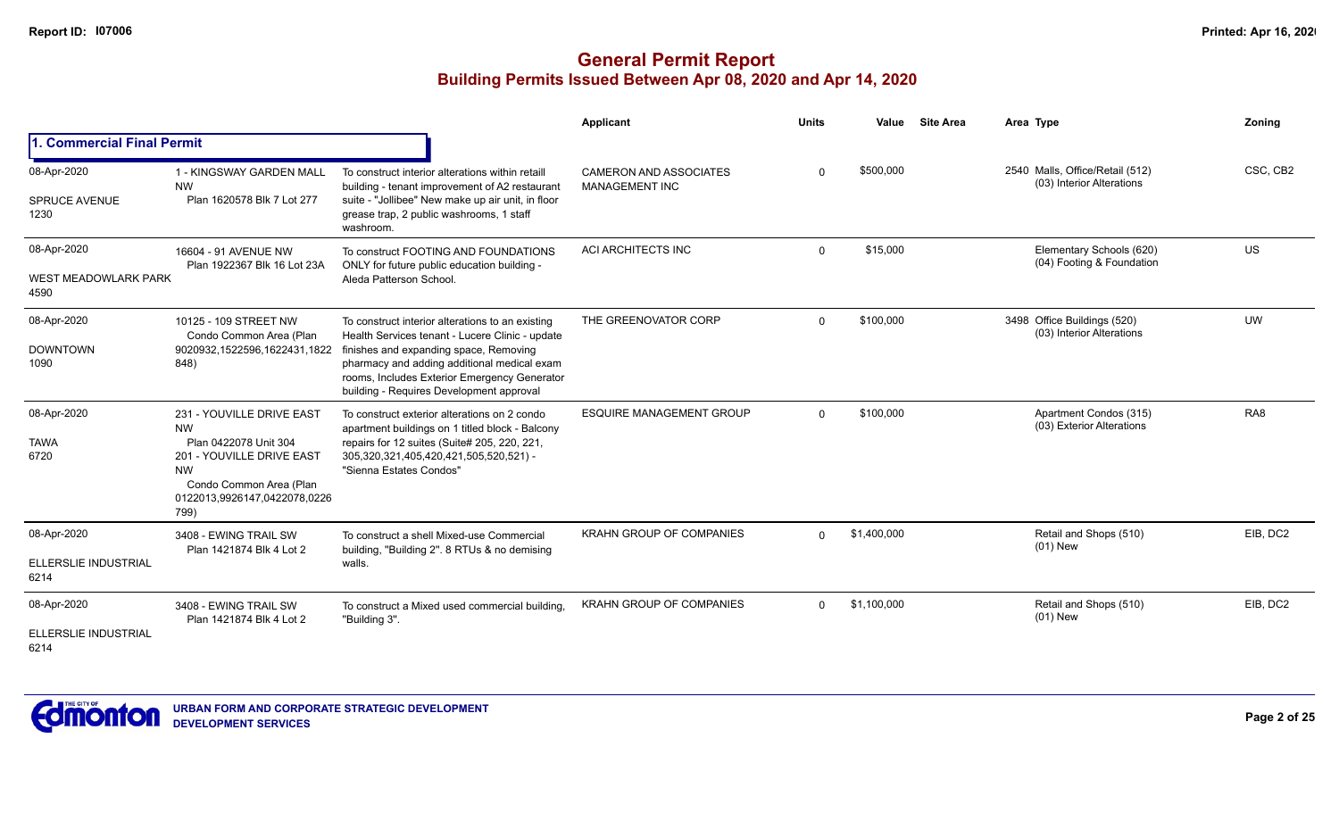# General Permit Report

## Building Permits Issued Between Apr 08, 2020 and Apr 14, 2020

| | | | Applicant | Units | Value | Site Area | Area | Type | Zoning |
|---|---|---|---|---|---|---|---|---|---|
| **1. Commercial Final Permit** | | | | | | | | | |
| 08-Apr-2020<br>SPRUCE AVENUE<br>1230 | 1 - KINGSWAY GARDEN MALL NW<br>Plan 1620578 Blk 7 Lot 277 | To construct interior alterations within retaill building - tenant improvement of A2 restaurant suite - "Jollibee" New make up air unit, in floor grease trap, 2 public washrooms, 1 staff washroom. | CAMERON AND ASSOCIATES MANAGEMENT INC | 0 | $500,000 | | 2540 | Malls, Office/Retail (512)<br>(03) Interior Alterations | CSC, CB2 |
| 08-Apr-2020<br>WEST MEADOWLARK PARK<br>4590 | 16604 - 91 AVENUE NW<br>Plan 1922367 Blk 16 Lot 23A | To construct FOOTING AND FOUNDATIONS ONLY for future public education building - Aleda Patterson School. | ACI ARCHITECTS INC | 0 | $15,000 | | | Elementary Schools (620)<br>(04) Footing & Foundation | US |
| 08-Apr-2020<br>DOWNTOWN<br>1090 | 10125 - 109 STREET NW<br>Condo Common Area (Plan 9020932,1522596,1622431,1822848) | To construct interior alterations to an existing Health Services tenant - Lucere Clinic - update finishes and expanding space, Removing pharmacy and adding additional medical exam rooms, Includes Exterior Emergency Generator building - Requires Development approval | THE GREENOVATOR CORP | 0 | $100,000 | | 3498 | Office Buildings (520)<br>(03) Interior Alterations | UW |
| 08-Apr-2020<br>TAWA<br>6720 | 231 - YOUVILLE DRIVE EAST NW<br>Plan 0422078 Unit 304<br>201 - YOUVILLE DRIVE EAST NW<br>Condo Common Area (Plan 0122013,9926147,0422078,0226799) | To construct exterior alterations on 2 condo apartment buildings on 1 titled block - Balcony repairs for 12 suites (Suite# 205, 220, 221, 305,320,321,405,420,421,505,520,521) - "Sienna Estates Condos" | ESQUIRE MANAGEMENT GROUP | 0 | $100,000 | | | Apartment Condos (315)<br>(03) Exterior Alterations | RA8 |
| 08-Apr-2020<br>ELLERSLIE INDUSTRIAL<br>6214 | 3408 - EWING TRAIL SW<br>Plan 1421874 Blk 4 Lot 2 | To construct a shell Mixed-use Commercial building, "Building 2". 8 RTUs & no demising walls. | KRAHN GROUP OF COMPANIES | 0 | $1,400,000 | | | Retail and Shops (510)<br>(01) New | EIB, DC2 |
| 08-Apr-2020<br>ELLERSLIE INDUSTRIAL<br>6214 | 3408 - EWING TRAIL SW<br>Plan 1421874 Blk 4 Lot 2 | To construct a Mixed used commercial building, "Building 3". | KRAHN GROUP OF COMPANIES | 0 | $1,100,000 | | | Retail and Shops (510)<br>(01) New | EIB, DC2 |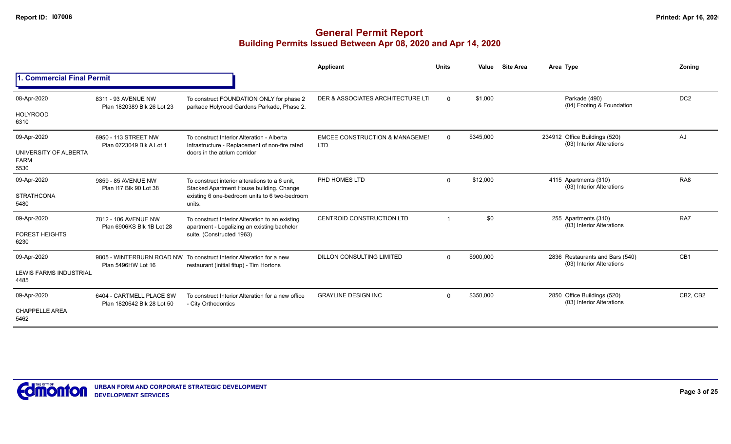# General Permit Report

## Building Permits Issued Between Apr 08, 2020 and Apr 14, 2020

### 1. Commercial Final Permit

| Date / Neighbourhood | Address | Description | Applicant | Units | Value | Site Area | Area | Type | Zoning |
|---|---|---|---|---|---|---|---|---|---|
| 08-Apr-2020 HOLYROOD 6310 | 8311 - 93 AVENUE NW Plan 1820389 Blk 26 Lot 23 | To construct FOUNDATION ONLY for phase 2 parkade Holyrood Gardens Parkade, Phase 2. | DER & ASSOCIATES ARCHITECTURE LTI | 0 | $1,000 | | | Parkade (490) (04) Footing & Foundation | DC2 |
| 09-Apr-2020 UNIVERSITY OF ALBERTA FARM 5530 | 6950 - 113 STREET NW Plan 0723049 Blk A Lot 1 | To construct Interior Alteration - Alberta Infrastructure - Replacement of non-fire rated doors in the atrium corridor | EMCEE CONSTRUCTION & MANAGEMEI LTD | 0 | $345,000 | | 234912 | Office Buildings (520) (03) Interior Alterations | AJ |
| 09-Apr-2020 STRATHCONA 5480 | 9859 - 85 AVENUE NW Plan I17 Blk 90 Lot 38 | To construct interior alterations to a 6 unit, Stacked Apartment House building. Change existing 6 one-bedroom units to 6 two-bedroom units. | PHD HOMES LTD | 0 | $12,000 | | 4115 | Apartments (310) (03) Interior Alterations | RA8 |
| 09-Apr-2020 FOREST HEIGHTS 6230 | 7812 - 106 AVENUE NW Plan 6906KS Blk 1B Lot 28 | To construct Interior Alteration to an existing apartment - Legalizing an existing bachelor suite. (Constructed 1963) | CENTROID CONSTRUCTION LTD | 1 | $0 | | 255 | Apartments (310) (03) Interior Alterations | RA7 |
| 09-Apr-2020 LEWIS FARMS INDUSTRIAL 4485 | 9805 - WINTERBURN ROAD NW Plan 5496HW Lot 16 | To construct Interior Alteration for a new restaurant (initial fitup) - Tim Hortons | DILLON CONSULTING LIMITED | 0 | $900,000 | | 2836 | Restaurants and Bars (540) (03) Interior Alterations | CB1 |
| 09-Apr-2020 CHAPPELLE AREA 5462 | 6404 - CARTMELL PLACE SW Plan 1820642 Blk 28 Lot 50 | To construct Interior Alteration for a new office - City Orthodontics | GRAYLINE DESIGN INC | 0 | $350,000 | | 2850 | Office Buildings (520) (03) Interior Alterations | CB2, CB2 |

URBAN FORM AND CORPORATE STRATEGIC DEVELOPMENT
DEVELOPMENT SERVICES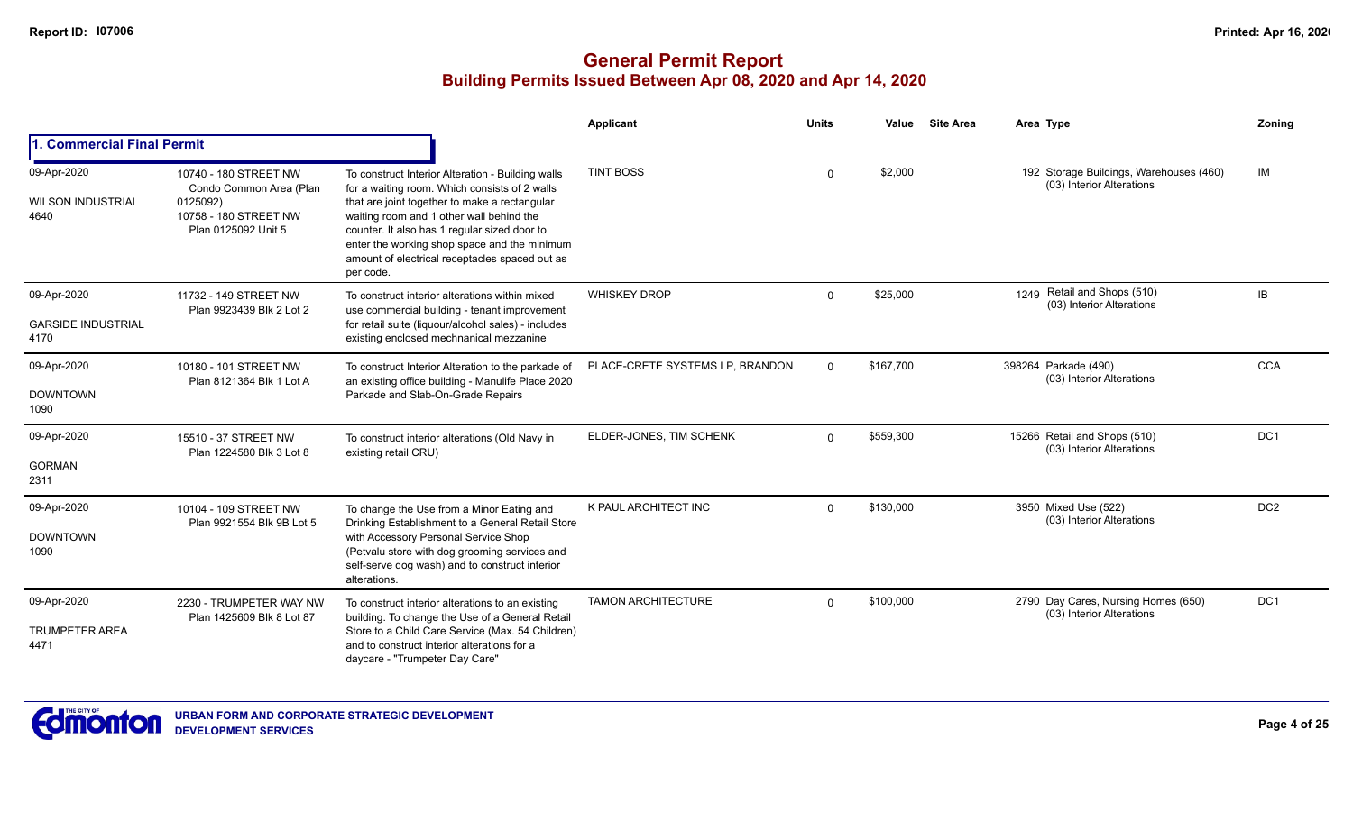# General Permit Report

## Building Permits Issued Between Apr 08, 2020 and Apr 14, 2020

### 1. Commercial Final Permit

| Date / Neighbourhood | Address | Description | Applicant | Units | Value | Site Area | Area Type | Zoning |
|---|---|---|---|---|---|---|---|---|
| 09-Apr-2020<br>WILSON INDUSTRIAL<br>4640 | 10740 - 180 STREET NW<br>Condo Common Area (Plan 0125092)<br>10758 - 180 STREET NW<br>Plan 0125092 Unit 5 | To construct Interior Alteration - Building walls for a waiting room. Which consists of 2 walls that are joint together to make a rectangular waiting room and 1 other wall behind the counter. It also has 1 regular sized door to enter the working shop space and the minimum amount of electrical receptacles spaced out as per code. | TINT BOSS | 0 | $2,000 | | 192 Storage Buildings, Warehouses (460)<br>(03) Interior Alterations | IM |
| 09-Apr-2020<br>GARSIDE INDUSTRIAL<br>4170 | 11732 - 149 STREET NW<br>Plan 9923439 Blk 2 Lot 2 | To construct interior alterations within mixed use commercial building - tenant improvement for retail suite (liquour/alcohol sales) - includes existing enclosed mechnanical mezzanine | WHISKEY DROP | 0 | $25,000 | | 1249 Retail and Shops (510)<br>(03) Interior Alterations | IB |
| 09-Apr-2020<br>DOWNTOWN<br>1090 | 10180 - 101 STREET NW<br>Plan 8121364 Blk 1 Lot A | To construct Interior Alteration to the parkade of an existing office building - Manulife Place 2020 Parkade and Slab-On-Grade Repairs | PLACE-CRETE SYSTEMS LP, BRANDON | 0 | $167,700 | | 398264 Parkade (490)<br>(03) Interior Alterations | CCA |
| 09-Apr-2020<br>GORMAN<br>2311 | 15510 - 37 STREET NW<br>Plan 1224580 Blk 3 Lot 8 | To construct interior alterations (Old Navy in existing retail CRU) | ELDER-JONES, TIM SCHENK | 0 | $559,300 | | 15266 Retail and Shops (510)<br>(03) Interior Alterations | DC1 |
| 09-Apr-2020<br>DOWNTOWN<br>1090 | 10104 - 109 STREET NW<br>Plan 9921554 Blk 9B Lot 5 | To change the Use from a Minor Eating and Drinking Establishment to a General Retail Store with Accessory Personal Service Shop (Petvalu store with dog grooming services and self-serve dog wash) and to construct interior alterations. | K PAUL ARCHITECT INC | 0 | $130,000 | | 3950 Mixed Use (522)<br>(03) Interior Alterations | DC2 |
| 09-Apr-2020<br>TRUMPETER AREA<br>4471 | 2230 - TRUMPETER WAY NW<br>Plan 1425609 Blk 8 Lot 87 | To construct interior alterations to an existing building. To change the Use of a General Retail Store to a Child Care Service (Max. 54 Children) and to construct interior alterations for a daycare - "Trumpeter Day Care" | TAMON ARCHITECTURE | 0 | $100,000 | | 2790 Day Cares, Nursing Homes (650)<br>(03) Interior Alterations | DC1 |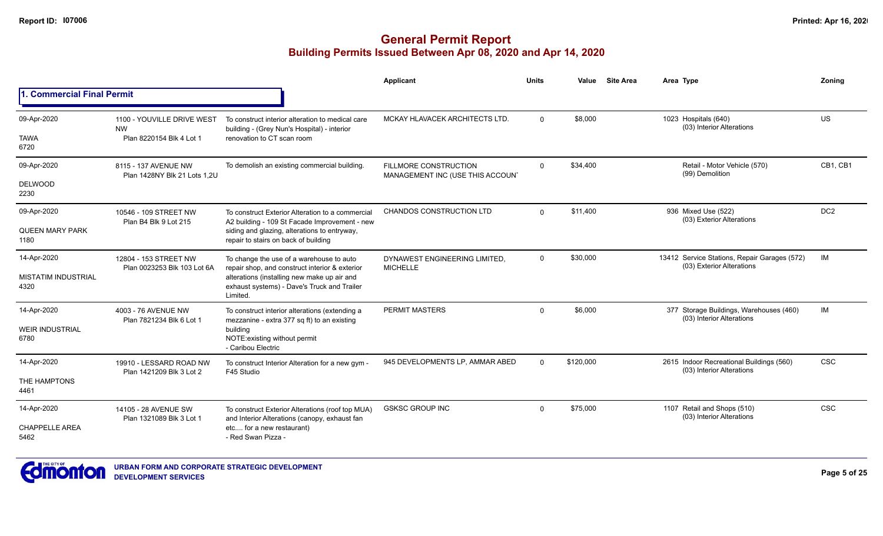# General Permit Report

## Building Permits Issued Between Apr 08, 2020 and Apr 14, 2020

### 1. Commercial Final Permit

| Date / Neighbourhood | Address / Legal | Description | Applicant | Units | Value | Site Area | Area | Type | Zoning |
|---|---|---|---|---|---|---|---|---|---|
| 09-Apr-2020<br>TAWA<br>6720 | 1100 - YOUVILLE DRIVE WEST NW<br>Plan 8220154 Blk 4 Lot 1 | To construct interior alteration to medical care building - (Grey Nun's Hospital) - interior renovation to CT scan room | MCKAY HLAVACEK ARCHITECTS LTD. | 0 | $8,000 | | 1023 | Hospitals (640)<br>(03) Interior Alterations | US |
| 09-Apr-2020<br>DELWOOD<br>2230 | 8115 - 137 AVENUE NW<br>Plan 1428NY Blk 21 Lots 1,2U | To demolish an existing commercial building. | FILLMORE CONSTRUCTION MANAGEMENT INC (USE THIS ACCOUN | 0 | $34,400 | | | Retail - Motor Vehicle (570)<br>(99) Demolition | CB1, CB1 |
| 09-Apr-2020<br>QUEEN MARY PARK<br>1180 | 10546 - 109 STREET NW<br>Plan B4 Blk 9 Lot 215 | To construct Exterior Alteration to a commercial A2 building - 109 St Facade Improvement - new siding and glazing, alterations to entryway, repair to stairs on back of building | CHANDOS CONSTRUCTION LTD | 0 | $11,400 | | 936 | Mixed Use (522)<br>(03) Exterior Alterations | DC2 |
| 14-Apr-2020<br>MISTATIM INDUSTRIAL<br>4320 | 12804 - 153 STREET NW<br>Plan 0023253 Blk 103 Lot 6A | To change the use of a warehouse to auto repair shop, and construct interior & exterior alterations (installing new make up air and exhaust systems) - Dave's Truck and Trailer Limited. | DYNAWEST ENGINEERING LIMITED, MICHELLE | 0 | $30,000 | | 13412 | Service Stations, Repair Garages (572)<br>(03) Exterior Alterations | IM |
| 14-Apr-2020<br>WEIR INDUSTRIAL<br>6780 | 4003 - 76 AVENUE NW<br>Plan 7821234 Blk 6 Lot 1 | To construct interior alterations (extending a mezzanine - extra 377 sq ft) to an existing building<br>NOTE:existing without permit<br>- Caribou Electric | PERMIT MASTERS | 0 | $6,000 | | 377 | Storage Buildings, Warehouses (460)<br>(03) Interior Alterations | IM |
| 14-Apr-2020<br>THE HAMPTONS<br>4461 | 19910 - LESSARD ROAD NW<br>Plan 1421209 Blk 3 Lot 2 | To construct Interior Alteration for a new gym - F45 Studio | 945 DEVELOPMENTS LP, AMMAR ABED | 0 | $120,000 | | 2615 | Indoor Recreational Buildings (560)<br>(03) Interior Alterations | CSC |
| 14-Apr-2020<br>CHAPPELLE AREA<br>5462 | 14105 - 28 AVENUE SW<br>Plan 1321089 Blk 3 Lot 1 | To construct Exterior Alterations (roof top MUA) and Interior Alterations (canopy, exhaust fan etc.... for a new restaurant)<br>- Red Swan Pizza - | GSKSC GROUP INC | 0 | $75,000 | | 1107 | Retail and Shops (510)<br>(03) Interior Alterations | CSC |

URBAN FORM AND CORPORATE STRATEGIC DEVELOPMENT
DEVELOPMENT SERVICES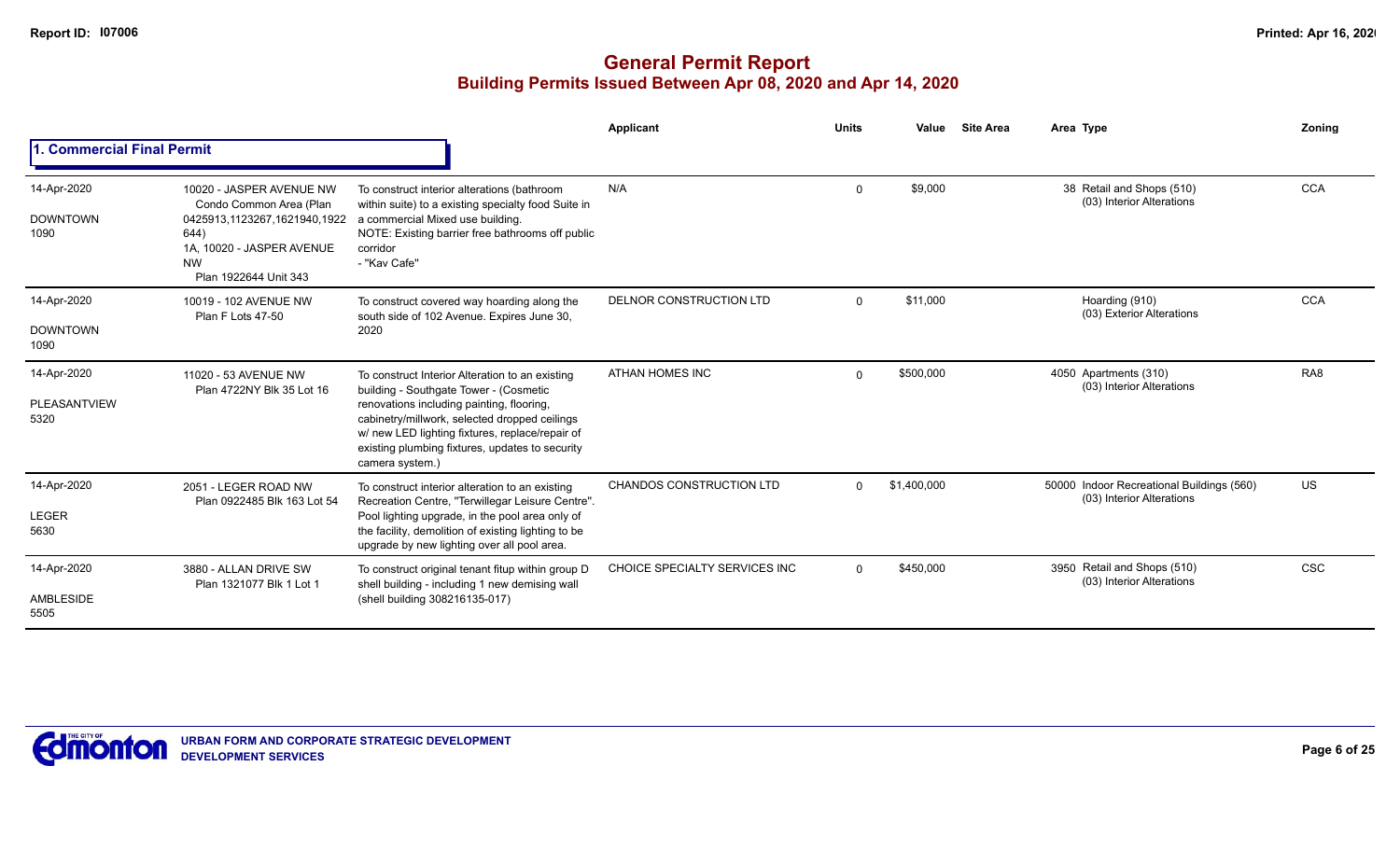## General Permit Report
### Building Permits Issued Between Apr 08, 2020 and Apr 14, 2020

| | | | Applicant | Units | Value | Site Area | Area Type | Zoning |
|---|---|---|---|---|---|---|---|---|
| **1. Commercial Final Permit** | | | | | | | | |
| 14-Apr-2020<br>DOWNTOWN<br>1090 | 10020 - JASPER AVENUE NW<br>Condo Common Area (Plan 0425913,1123267,1621940,1922644)<br>1A, 10020 - JASPER AVENUE NW<br>Plan 1922644 Unit 343 | To construct interior alterations (bathroom within suite) to a existing specialty food Suite in a commercial Mixed use building.<br>NOTE: Existing barrier free bathrooms off public corridor<br>- "Kav Cafe" | N/A | 0 | $9,000 | | 38 Retail and Shops (510)<br>(03) Interior Alterations | CCA |
| 14-Apr-2020<br>DOWNTOWN<br>1090 | 10019 - 102 AVENUE NW<br>Plan F Lots 47-50 | To construct covered way hoarding along the south side of 102 Avenue. Expires June 30, 2020 | DELNOR CONSTRUCTION LTD | 0 | $11,000 | | Hoarding (910)<br>(03) Exterior Alterations | CCA |
| 14-Apr-2020<br>PLEASANTVIEW<br>5320 | 11020 - 53 AVENUE NW<br>Plan 4722NY Blk 35 Lot 16 | To construct Interior Alteration to an existing building - Southgate Tower - (Cosmetic renovations including painting, flooring, cabinetry/millwork, selected dropped ceilings w/ new LED lighting fixtures, replace/repair of existing plumbing fixtures, updates to security camera system.) | ATHAN HOMES INC | 0 | $500,000 | | 4050 Apartments (310)<br>(03) Interior Alterations | RA8 |
| 14-Apr-2020<br>LEGER<br>5630 | 2051 - LEGER ROAD NW<br>Plan 0922485 Blk 163 Lot 54 | To construct interior alteration to an existing Recreation Centre, "Terwillegar Leisure Centre". Pool lighting upgrade, in the pool area only of the facility, demolition of existing lighting to be upgrade by new lighting over all pool area. | CHANDOS CONSTRUCTION LTD | 0 | $1,400,000 | | 50000 Indoor Recreational Buildings (560)<br>(03) Interior Alterations | US |
| 14-Apr-2020<br>AMBLESIDE<br>5505 | 3880 - ALLAN DRIVE SW<br>Plan 1321077 Blk 1 Lot 1 | To construct original tenant fitup within group D shell building - including 1 new demising wall (shell building 308216135-017) | CHOICE SPECIALTY SERVICES INC | 0 | $450,000 | | 3950 Retail and Shops (510)<br>(03) Interior Alterations | CSC |

URBAN FORM AND CORPORATE STRATEGIC DEVELOPMENT
DEVELOPMENT SERVICES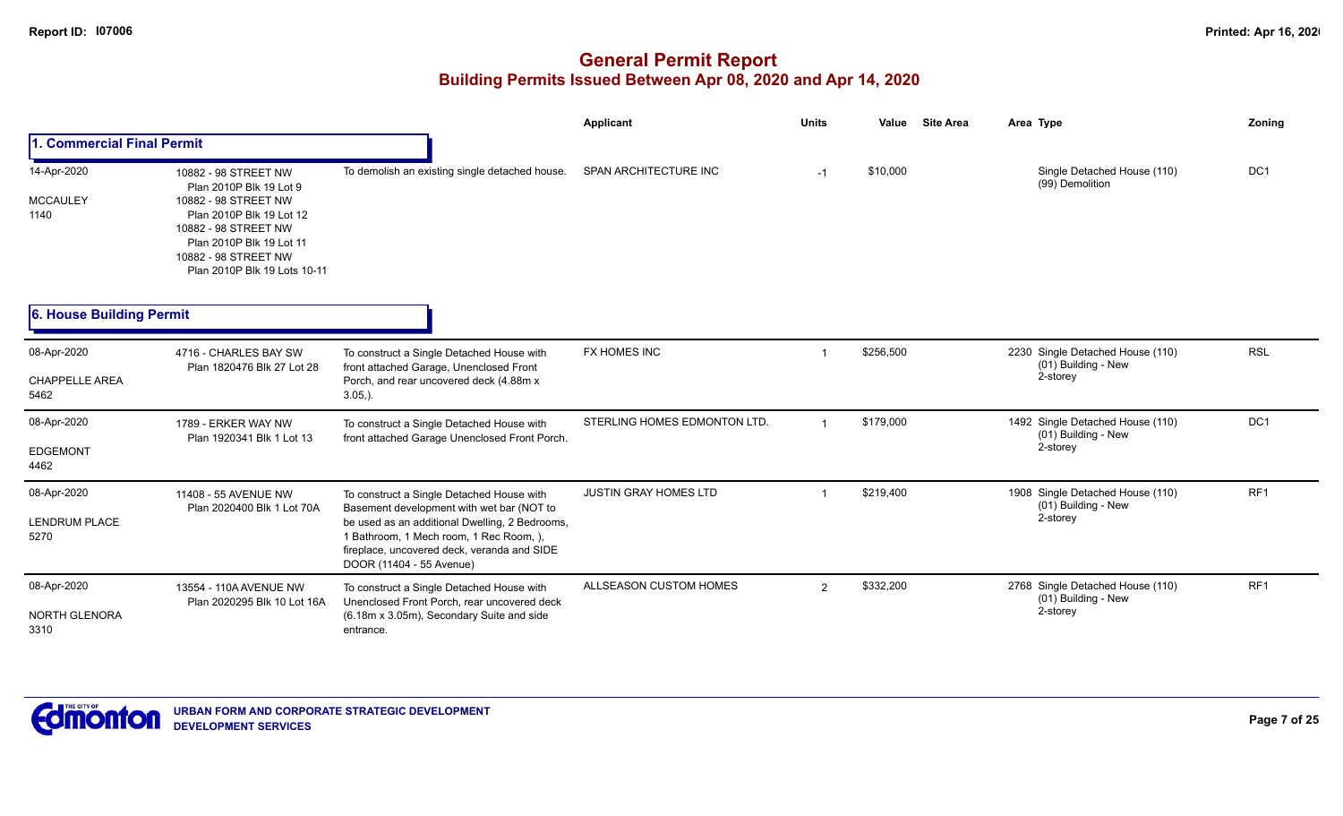# General Permit Report
## Building Permits Issued Between Apr 08, 2020 and Apr 14, 2020

| | | | Applicant | Units | Value | Site Area | Area | Type | Zoning |
|---|---|---|---|---|---|---|---|---|---|
| **1. Commercial Final Permit** | | | | | | | | | |
| 14-Apr-2020<br>MCCAULEY<br>1140 | 10882 - 98 STREET NW<br>Plan 2010P Blk 19 Lot 9<br>10882 - 98 STREET NW<br>Plan 2010P Blk 19 Lot 12<br>10882 - 98 STREET NW<br>Plan 2010P Blk 19 Lot 11<br>10882 - 98 STREET NW<br>Plan 2010P Blk 19 Lots 10-11 | To demolish an existing single detached house. | SPAN ARCHITECTURE INC | -1 | $10,000 | | | Single Detached House (110)<br>(99) Demolition | DC1 |
| **6. House Building Permit** | | | | | | | | | |
| 08-Apr-2020<br>CHAPPELLE AREA<br>5462 | 4716 - CHARLES BAY SW<br>Plan 1820476 Blk 27 Lot 28 | To construct a Single Detached House with front attached Garage, Unenclosed Front Porch, and rear uncovered deck (4.88m x 3.05,). | FX HOMES INC | 1 | $256,500 | | 2230 | Single Detached House (110)<br>(01) Building - New<br>2-storey | RSL |
| 08-Apr-2020<br>EDGEMONT<br>4462 | 1789 - ERKER WAY NW<br>Plan 1920341 Blk 1 Lot 13 | To construct a Single Detached House with front attached Garage Unenclosed Front Porch. | STERLING HOMES EDMONTON LTD. | 1 | $179,000 | | 1492 | Single Detached House (110)<br>(01) Building - New<br>2-storey | DC1 |
| 08-Apr-2020<br>LENDRUM PLACE<br>5270 | 11408 - 55 AVENUE NW<br>Plan 2020400 Blk 1 Lot 70A | To construct a Single Detached House with Basement development with wet bar (NOT to be used as an additional Dwelling, 2 Bedrooms, 1 Bathroom, 1 Mech room, 1 Rec Room, ), fireplace, uncovered deck, veranda and SIDE DOOR (11404 - 55 Avenue) | JUSTIN GRAY HOMES LTD | 1 | $219,400 | | 1908 | Single Detached House (110)<br>(01) Building - New<br>2-storey | RF1 |
| 08-Apr-2020<br>NORTH GLENORA<br>3310 | 13554 - 110A AVENUE NW<br>Plan 2020295 Blk 10 Lot 16A | To construct a Single Detached House with Unenclosed Front Porch, rear uncovered deck (6.18m x 3.05m), Secondary Suite and side entrance. | ALLSEASON CUSTOM HOMES | 2 | $332,200 | | 2768 | Single Detached House (110)<br>(01) Building - New<br>2-storey | RF1 |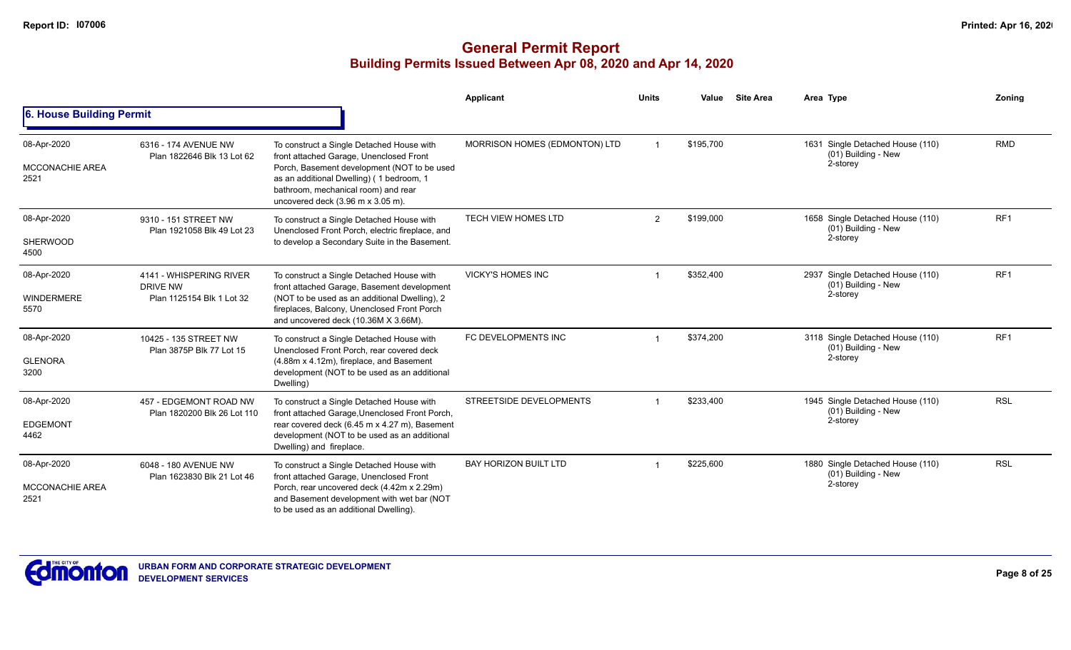# General Permit Report

## Building Permits Issued Between Apr 08, 2020 and Apr 14, 2020

### 6. House Building Permit

| Date / Neighbourhood | Address | Description | Applicant | Units | Value | Site Area | Area | Type | Zoning |
|---|---|---|---|---|---|---|---|---|---|
| 08-Apr-2020 MCCONACHIE AREA 2521 | 6316 - 174 AVENUE NW Plan 1822646 Blk 13 Lot 62 | To construct a Single Detached House with front attached Garage, Unenclosed Front Porch, Basement development (NOT to be used as an additional Dwelling) ( 1 bedroom, 1 bathroom, mechanical room) and rear uncovered deck (3.96 m x 3.05 m). | MORRISON HOMES (EDMONTON) LTD | 1 | $195,700 | | 1631 | Single Detached House (110) (01) Building - New 2-storey | RMD |
| 08-Apr-2020 SHERWOOD 4500 | 9310 - 151 STREET NW Plan 1921058 Blk 49 Lot 23 | To construct a Single Detached House with Unenclosed Front Porch, electric fireplace, and to develop a Secondary Suite in the Basement. | TECH VIEW HOMES LTD | 2 | $199,000 | | 1658 | Single Detached House (110) (01) Building - New 2-storey | RF1 |
| 08-Apr-2020 WINDERMERE 5570 | 4141 - WHISPERING RIVER DRIVE NW Plan 1125154 Blk 1 Lot 32 | To construct a Single Detached House with front attached Garage, Basement development (NOT to be used as an additional Dwelling), 2 fireplaces, Balcony, Unenclosed Front Porch and uncovered deck (10.36M X 3.66M). | VICKY'S HOMES INC | 1 | $352,400 | | 2937 | Single Detached House (110) (01) Building - New 2-storey | RF1 |
| 08-Apr-2020 GLENORA 3200 | 10425 - 135 STREET NW Plan 3875P Blk 77 Lot 15 | To construct a Single Detached House with Unenclosed Front Porch, rear covered deck (4.88m x 4.12m), fireplace, and Basement development (NOT to be used as an additional Dwelling) | FC DEVELOPMENTS INC | 1 | $374,200 | | 3118 | Single Detached House (110) (01) Building - New 2-storey | RF1 |
| 08-Apr-2020 EDGEMONT 4462 | 457 - EDGEMONT ROAD NW Plan 1820200 Blk 26 Lot 110 | To construct a Single Detached House with front attached Garage,Unenclosed Front Porch, rear covered deck (6.45 m x 4.27 m), Basement development (NOT to be used as an additional Dwelling) and fireplace. | STREETSIDE DEVELOPMENTS | 1 | $233,400 | | 1945 | Single Detached House (110) (01) Building - New 2-storey | RSL |
| 08-Apr-2020 MCCONACHIE AREA 2521 | 6048 - 180 AVENUE NW Plan 1623830 Blk 21 Lot 46 | To construct a Single Detached House with front attached Garage, Unenclosed Front Porch, rear uncovered deck (4.42m x 2.29m) and Basement development with wet bar (NOT to be used as an additional Dwelling). | BAY HORIZON BUILT LTD | 1 | $225,600 | | 1880 | Single Detached House (110) (01) Building - New 2-storey | RSL |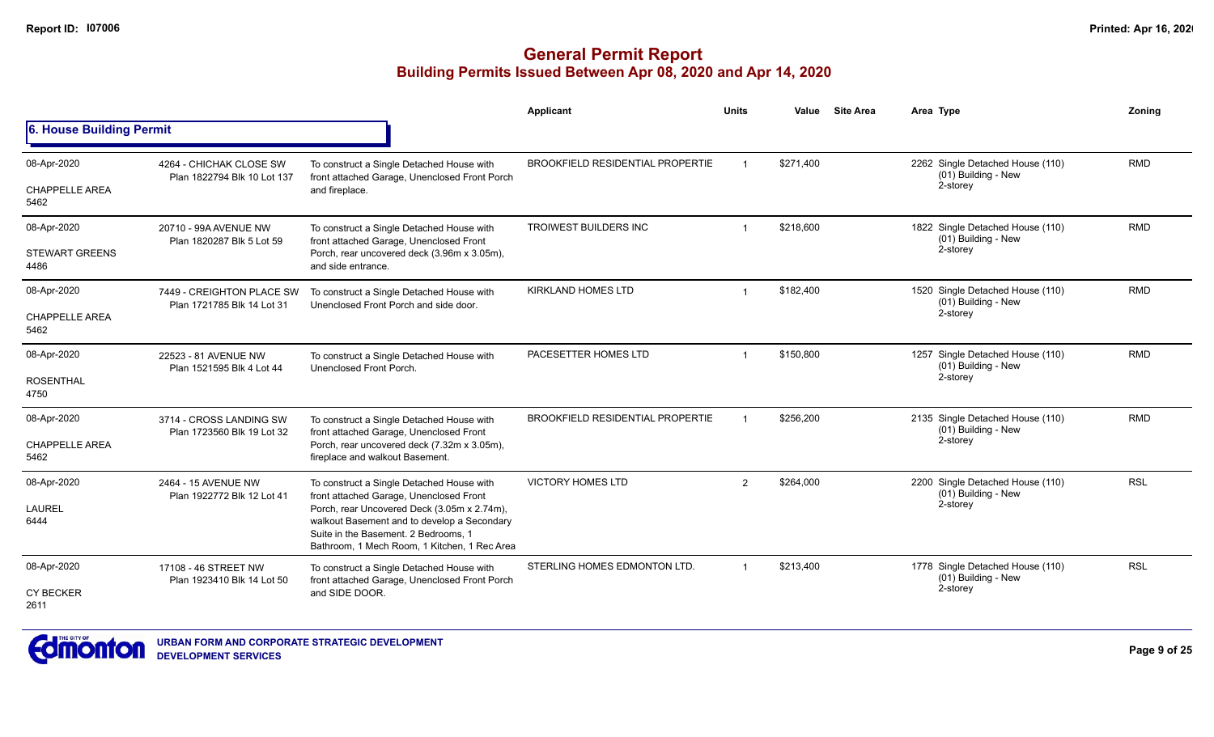# General Permit Report

## Building Permits Issued Between Apr 08, 2020 and Apr 14, 2020

### 6. House Building Permit

| Date / Neighbourhood | Address / Legal | Description | Applicant | Units | Value | Site Area | Area Type | Zoning |
|---|---|---|---|---|---|---|---|---|
| 08-Apr-2020<br>CHAPPELLE AREA<br>5462 | 4264 - CHICHAK CLOSE SW<br>Plan 1822794 Blk 10 Lot 137 | To construct a Single Detached House with front attached Garage, Unenclosed Front Porch and fireplace. | BROOKFIELD RESIDENTIAL PROPERTIE | 1 | $271,400 | | 2262 Single Detached House (110)<br>(01) Building - New<br>2-storey | RMD |
| 08-Apr-2020<br>STEWART GREENS<br>4486 | 20710 - 99A AVENUE NW<br>Plan 1820287 Blk 5 Lot 59 | To construct a Single Detached House with front attached Garage, Unenclosed Front Porch, rear uncovered deck (3.96m x 3.05m), and side entrance. | TROIWEST BUILDERS INC | 1 | $218,600 | | 1822 Single Detached House (110)<br>(01) Building - New<br>2-storey | RMD |
| 08-Apr-2020<br>CHAPPELLE AREA<br>5462 | 7449 - CREIGHTON PLACE SW<br>Plan 1721785 Blk 14 Lot 31 | To construct a Single Detached House with Unenclosed Front Porch and side door. | KIRKLAND HOMES LTD | 1 | $182,400 | | 1520 Single Detached House (110)<br>(01) Building - New<br>2-storey | RMD |
| 08-Apr-2020<br>ROSENTHAL<br>4750 | 22523 - 81 AVENUE NW<br>Plan 1521595 Blk 4 Lot 44 | To construct a Single Detached House with Unenclosed Front Porch. | PACESETTER HOMES LTD | 1 | $150,800 | | 1257 Single Detached House (110)<br>(01) Building - New<br>2-storey | RMD |
| 08-Apr-2020<br>CHAPPELLE AREA<br>5462 | 3714 - CROSS LANDING SW<br>Plan 1723560 Blk 19 Lot 32 | To construct a Single Detached House with front attached Garage, Unenclosed Front Porch, rear uncovered deck (7.32m x 3.05m), fireplace and walkout Basement. | BROOKFIELD RESIDENTIAL PROPERTIE | 1 | $256,200 | | 2135 Single Detached House (110)<br>(01) Building - New<br>2-storey | RMD |
| 08-Apr-2020<br>LAUREL<br>6444 | 2464 - 15 AVENUE NW<br>Plan 1922772 Blk 12 Lot 41 | To construct a Single Detached House with front attached Garage, Unenclosed Front Porch, rear Uncovered Deck (3.05m x 2.74m), walkout Basement and to develop a Secondary Suite in the Basement. 2 Bedrooms, 1 Bathroom, 1 Mech Room, 1 Kitchen, 1 Rec Area | VICTORY HOMES LTD | 2 | $264,000 | | 2200 Single Detached House (110)<br>(01) Building - New<br>2-storey | RSL |
| 08-Apr-2020<br>CY BECKER<br>2611 | 17108 - 46 STREET NW<br>Plan 1923410 Blk 14 Lot 50 | To construct a Single Detached House with front attached Garage, Unenclosed Front Porch and SIDE DOOR. | STERLING HOMES EDMONTON LTD. | 1 | $213,400 | | 1778 Single Detached House (110)<br>(01) Building - New<br>2-storey | RSL |

URBAN FORM AND CORPORATE STRATEGIC DEVELOPMENT
DEVELOPMENT SERVICES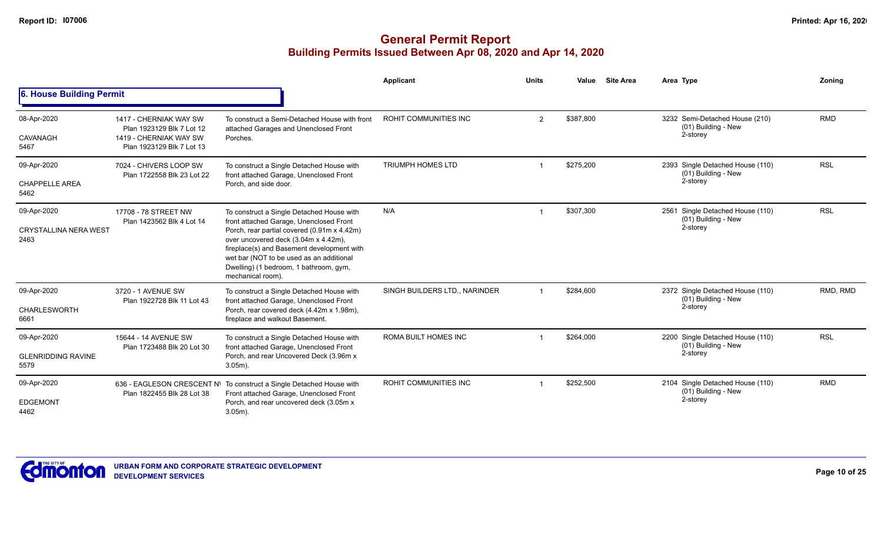# General Permit Report
## Building Permits Issued Between Apr 08, 2020 and Apr 14, 2020

### 6. House Building Permit

| Date / Neighbourhood | Address / Legal | Description | Applicant | Units | Value | Site Area | Area | Type | Zoning |
|---|---|---|---|---|---|---|---|---|---|
| 08-Apr-2020<br>CAVANAGH<br>5467 | 1417 - CHERNIAK WAY SW<br>Plan 1923129 Blk 7 Lot 12<br>1419 - CHERNIAK WAY SW<br>Plan 1923129 Blk 7 Lot 13 | To construct a Semi-Detached House with front attached Garages and Unenclosed Front Porches. | ROHIT COMMUNITIES INC | 2 | $387,800 | | 3232 | Semi-Detached House (210)<br>(01) Building - New<br>2-storey | RMD |
| 09-Apr-2020<br>CHAPPELLE AREA<br>5462 | 7024 - CHIVERS LOOP SW<br>Plan 1722558 Blk 23 Lot 22 | To construct a Single Detached House with front attached Garage, Unenclosed Front Porch, and side door. | TRIUMPH HOMES LTD | 1 | $275,200 | | 2393 | Single Detached House (110)<br>(01) Building - New<br>2-storey | RSL |
| 09-Apr-2020<br>CRYSTALLINA NERA WEST<br>2463 | 17708 - 78 STREET NW<br>Plan 1423562 Blk 4 Lot 14 | To construct a Single Detached House with front attached Garage, Unenclosed Front Porch, rear partial covered (0.91m x 4.42m) over uncovered deck (3.04m x 4.42m), fireplace(s) and Basement development with wet bar (NOT to be used as an additional Dwelling) (1 bedroom, 1 bathroom, gym, mechanical room). | N/A | 1 | $307,300 | | 2561 | Single Detached House (110)<br>(01) Building - New<br>2-storey | RSL |
| 09-Apr-2020<br>CHARLESWORTH<br>6661 | 3720 - 1 AVENUE SW<br>Plan 1922728 Blk 11 Lot 43 | To construct a Single Detached House with front attached Garage, Unenclosed Front Porch, rear covered deck (4.42m x 1.98m), fireplace and walkout Basement. | SINGH BUILDERS LTD., NARINDER | 1 | $284,600 | | 2372 | Single Detached House (110)<br>(01) Building - New<br>2-storey | RMD, RMD |
| 09-Apr-2020<br>GLENRIDDING RAVINE<br>5579 | 15644 - 14 AVENUE SW<br>Plan 1723488 Blk 20 Lot 30 | To construct a Single Detached House with front attached Garage, Unenclosed Front Porch, and rear Uncovered Deck (3.96m x 3.05m). | ROMA BUILT HOMES INC | 1 | $264,000 | | 2200 | Single Detached House (110)<br>(01) Building - New<br>2-storey | RSL |
| 09-Apr-2020<br>EDGEMONT<br>4462 | 636 - EAGLESON CRESCENT NW<br>Plan 1822455 Blk 28 Lot 38 | To construct a Single Detached House with Front attached Garage, Unenclosed Front Porch, and rear uncovered deck (3.05m x 3.05m). | ROHIT COMMUNITIES INC | 1 | $252,500 | | 2104 | Single Detached House (110)<br>(01) Building - New<br>2-storey | RMD |

URBAN FORM AND CORPORATE STRATEGIC DEVELOPMENT
DEVELOPMENT SERVICES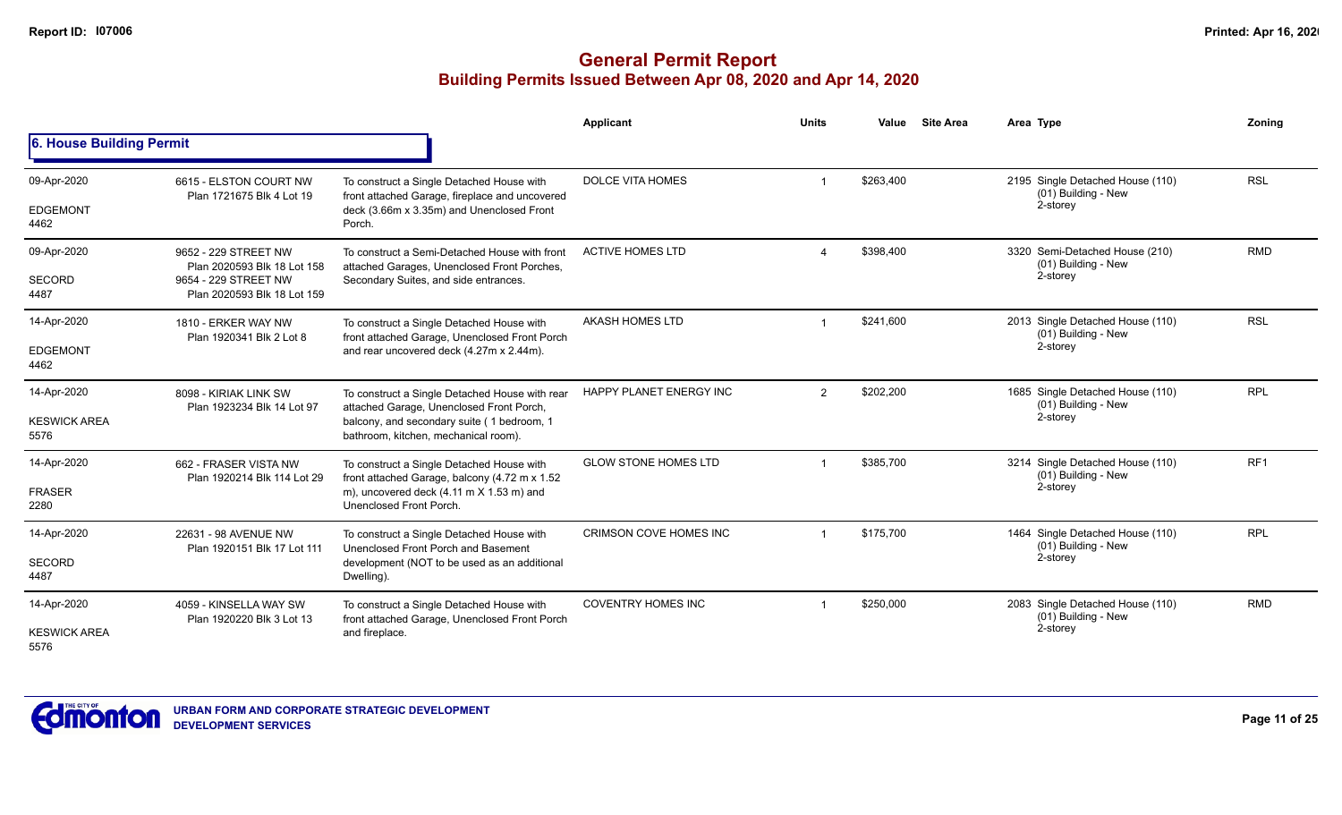# General Permit Report
## Building Permits Issued Between Apr 08, 2020 and Apr 14, 2020

### 6. House Building Permit

| Date / Neighbourhood | Address / Legal | Description | Applicant | Units | Value | Site Area | Area | Type | Zoning |
|---|---|---|---|---|---|---|---|---|---|
| 09-Apr-2020<br>EDGEMONT<br>4462 | 6615 - ELSTON COURT NW<br>Plan 1721675 Blk 4 Lot 19 | To construct a Single Detached House with front attached Garage, fireplace and uncovered deck (3.66m x 3.35m) and Unenclosed Front Porch. | DOLCE VITA HOMES | 1 | $263,400 | | 2195 | Single Detached House (110)<br>(01) Building - New<br>2-storey | RSL |
| 09-Apr-2020<br>SECORD<br>4487 | 9652 - 229 STREET NW<br>Plan 2020593 Blk 18 Lot 158<br>9654 - 229 STREET NW<br>Plan 2020593 Blk 18 Lot 159 | To construct a Semi-Detached House with front attached Garages, Unenclosed Front Porches, Secondary Suites, and side entrances. | ACTIVE HOMES LTD | 4 | $398,400 | | 3320 | Semi-Detached House (210)<br>(01) Building - New<br>2-storey | RMD |
| 14-Apr-2020<br>EDGEMONT<br>4462 | 1810 - ERKER WAY NW<br>Plan 1920341 Blk 2 Lot 8 | To construct a Single Detached House with front attached Garage, Unenclosed Front Porch and rear uncovered deck (4.27m x 2.44m). | AKASH HOMES LTD | 1 | $241,600 | | 2013 | Single Detached House (110)<br>(01) Building - New<br>2-storey | RSL |
| 14-Apr-2020<br>KESWICK AREA<br>5576 | 8098 - KIRIAK LINK SW<br>Plan 1923234 Blk 14 Lot 97 | To construct a Single Detached House with rear attached Garage, Unenclosed Front Porch, balcony, and secondary suite ( 1 bedroom, 1 bathroom, kitchen, mechanical room). | HAPPY PLANET ENERGY INC | 2 | $202,200 | | 1685 | Single Detached House (110)<br>(01) Building - New<br>2-storey | RPL |
| 14-Apr-2020<br>FRASER<br>2280 | 662 - FRASER VISTA NW<br>Plan 1920214 Blk 114 Lot 29 | To construct a Single Detached House with front attached Garage, balcony (4.72 m x 1.52 m), uncovered deck (4.11 m X 1.53 m) and Unenclosed Front Porch. | GLOW STONE HOMES LTD | 1 | $385,700 | | 3214 | Single Detached House (110)<br>(01) Building - New<br>2-storey | RF1 |
| 14-Apr-2020<br>SECORD<br>4487 | 22631 - 98 AVENUE NW<br>Plan 1920151 Blk 17 Lot 111 | To construct a Single Detached House with Unenclosed Front Porch and Basement development (NOT to be used as an additional Dwelling). | CRIMSON COVE HOMES INC | 1 | $175,700 | | 1464 | Single Detached House (110)<br>(01) Building - New<br>2-storey | RPL |
| 14-Apr-2020<br>KESWICK AREA<br>5576 | 4059 - KINSELLA WAY SW<br>Plan 1920220 Blk 3 Lot 13 | To construct a Single Detached House with front attached Garage, Unenclosed Front Porch and fireplace. | COVENTRY HOMES INC | 1 | $250,000 | | 2083 | Single Detached House (110)<br>(01) Building - New<br>2-storey | RMD |

URBAN FORM AND CORPORATE STRATEGIC DEVELOPMENT
DEVELOPMENT SERVICES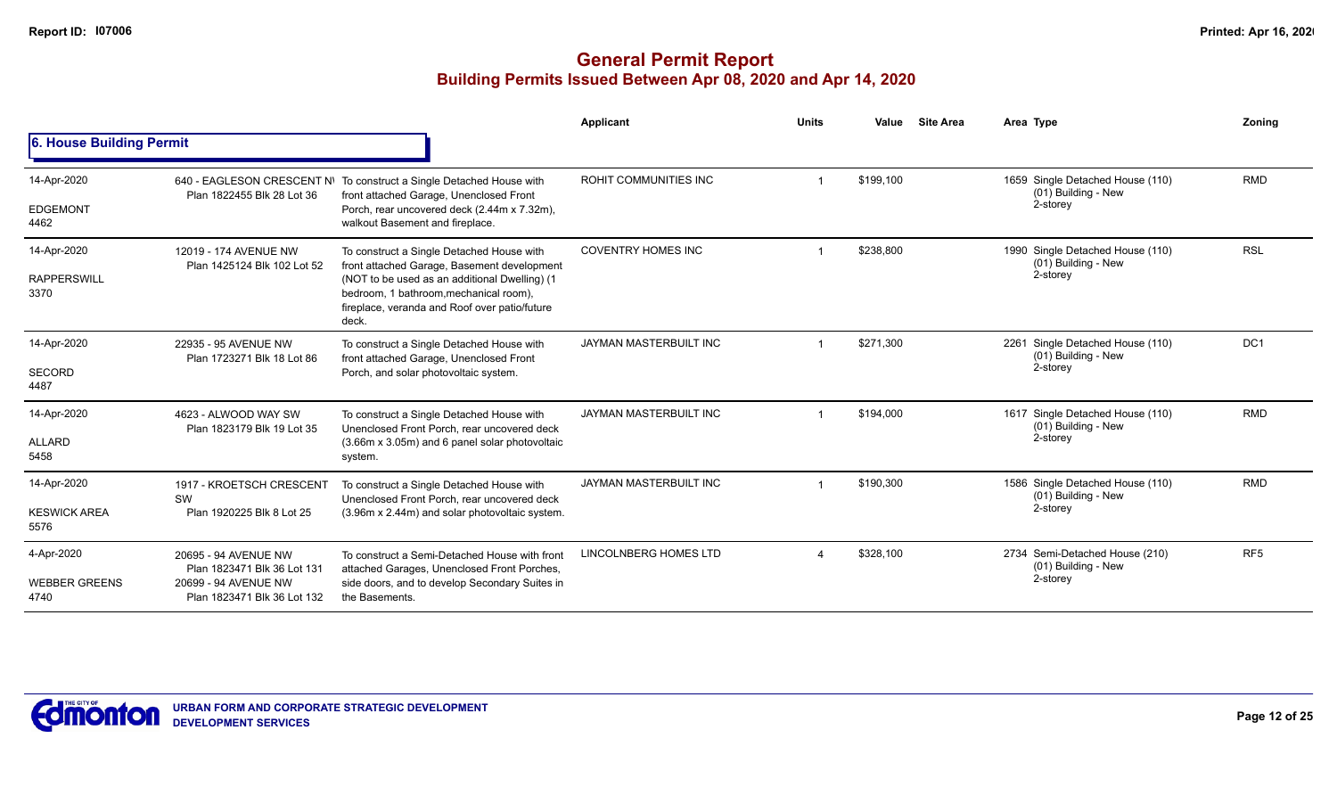# General Permit Report

## Building Permits Issued Between Apr 08, 2020 and Apr 14, 2020

### 6. House Building Permit

| Date / Neighbourhood | Address | Description | Applicant | Units | Value | Site Area | Area Type | Zoning |
|---|---|---|---|---|---|---|---|---|
| 14-Apr-2020<br>EDGEMONT<br>4462 | 640 - EAGLESON CRESCENT NW<br>Plan 1822455 Blk 28 Lot 36 | To construct a Single Detached House with front attached Garage, Unenclosed Front Porch, rear uncovered deck (2.44m x 7.32m), walkout Basement and fireplace. | ROHIT COMMUNITIES INC | 1 | $199,100 | | 1659 Single Detached House (110)<br>(01) Building - New<br>2-storey | RMD |
| 14-Apr-2020<br>RAPPERSWILL<br>3370 | 12019 - 174 AVENUE NW<br>Plan 1425124 Blk 102 Lot 52 | To construct a Single Detached House with front attached Garage, Basement development (NOT to be used as an additional Dwelling) (1 bedroom, 1 bathroom,mechanical room), fireplace, veranda and Roof over patio/future deck. | COVENTRY HOMES INC | 1 | $238,800 | | 1990 Single Detached House (110)<br>(01) Building - New<br>2-storey | RSL |
| 14-Apr-2020<br>SECORD<br>4487 | 22935 - 95 AVENUE NW<br>Plan 1723271 Blk 18 Lot 86 | To construct a Single Detached House with front attached Garage, Unenclosed Front Porch, and solar photovoltaic system. | JAYMAN MASTERBUILT INC | 1 | $271,300 | | 2261 Single Detached House (110)<br>(01) Building - New<br>2-storey | DC1 |
| 14-Apr-2020<br>ALLARD<br>5458 | 4623 - ALWOOD WAY SW<br>Plan 1823179 Blk 19 Lot 35 | To construct a Single Detached House with Unenclosed Front Porch, rear uncovered deck (3.66m x 3.05m) and 6 panel solar photovoltaic system. | JAYMAN MASTERBUILT INC | 1 | $194,000 | | 1617 Single Detached House (110)<br>(01) Building - New<br>2-storey | RMD |
| 14-Apr-2020<br>KESWICK AREA<br>5576 | 1917 - KROETSCH CRESCENT SW<br>Plan 1920225 Blk 8 Lot 25 | To construct a Single Detached House with Unenclosed Front Porch, rear uncovered deck (3.96m x 2.44m) and solar photovoltaic system. | JAYMAN MASTERBUILT INC | 1 | $190,300 | | 1586 Single Detached House (110)<br>(01) Building - New<br>2-storey | RMD |
| 4-Apr-2020<br>WEBBER GREENS<br>4740 | 20695 - 94 AVENUE NW<br>Plan 1823471 Blk 36 Lot 131<br>20699 - 94 AVENUE NW<br>Plan 1823471 Blk 36 Lot 132 | To construct a Semi-Detached House with front attached Garages, Unenclosed Front Porches, side doors, and to develop Secondary Suites in the Basements. | LINCOLNBERG HOMES LTD | 4 | $328,100 | | 2734 Semi-Detached House (210)<br>(01) Building - New<br>2-storey | RF5 |

URBAN FORM AND CORPORATE STRATEGIC DEVELOPMENT
DEVELOPMENT SERVICES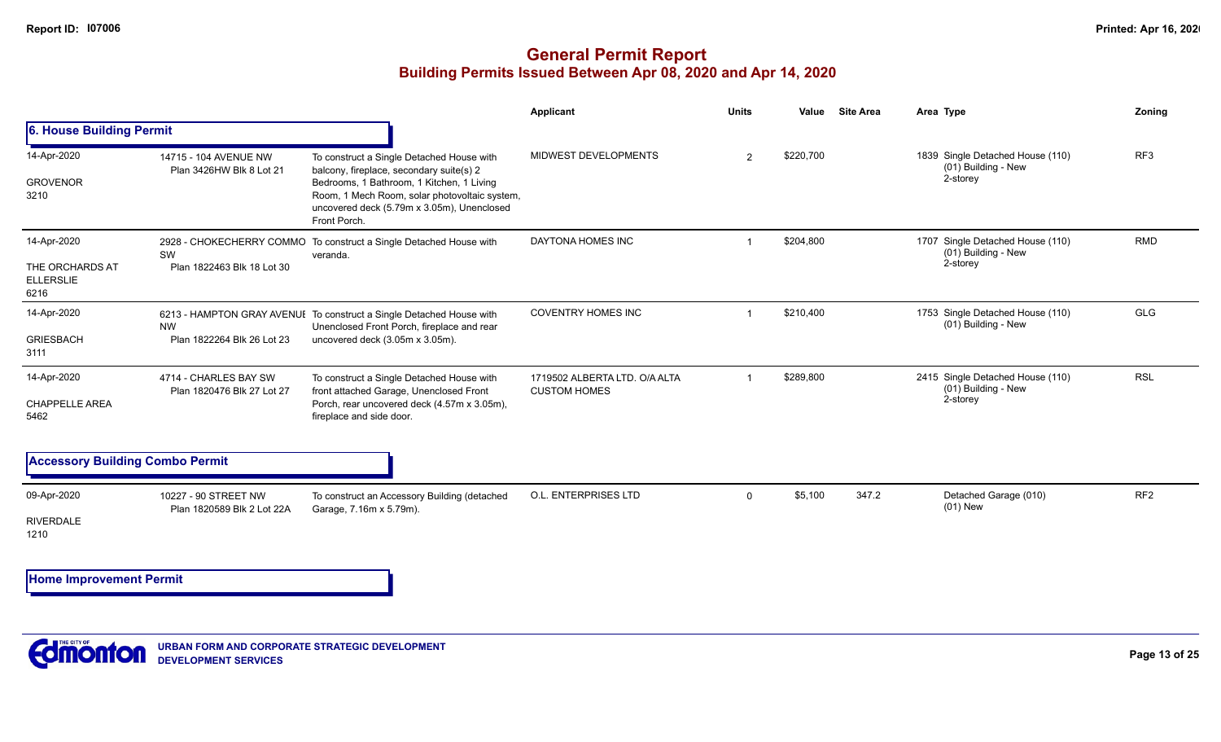## General Permit Report
### Building Permits Issued Between Apr 08, 2020 and Apr 14, 2020

### 6. House Building Permit

| Date / Neighbourhood | Address / Legal | Description | Applicant | Units | Value | Site Area | Area | Type | Zoning |
|---|---|---|---|---|---|---|---|---|---|
| 14-Apr-2020 GROVENOR 3210 | 14715 - 104 AVENUE NW Plan 3426HW Blk 8 Lot 21 | To construct a Single Detached House with balcony, fireplace, secondary suite(s) 2 Bedrooms, 1 Bathroom, 1 Kitchen, 1 Living Room, 1 Mech Room, solar photovoltaic system, uncovered deck (5.79m x 3.05m), Unenclosed Front Porch. | MIDWEST DEVELOPMENTS | 2 | $220,700 | | 1839 | Single Detached House (110) (01) Building - New 2-storey | RF3 |
| 14-Apr-2020 THE ORCHARDS AT ELLERSLIE 6216 | 2928 - CHOKECHERRY COMMO SW Plan 1822463 Blk 18 Lot 30 | To construct a Single Detached House with veranda. | DAYTONA HOMES INC | 1 | $204,800 | | 1707 | Single Detached House (110) (01) Building - New 2-storey | RMD |
| 14-Apr-2020 GRIESBACH 3111 | 6213 - HAMPTON GRAY AVENUE NW Plan 1822264 Blk 26 Lot 23 | To construct a Single Detached House with Unenclosed Front Porch, fireplace and rear uncovered deck (3.05m x 3.05m). | COVENTRY HOMES INC | 1 | $210,400 | | 1753 | Single Detached House (110) (01) Building - New | GLG |
| 14-Apr-2020 CHAPPELLE AREA 5462 | 4714 - CHARLES BAY SW Plan 1820476 Blk 27 Lot 27 | To construct a Single Detached House with front attached Garage, Unenclosed Front Porch, rear uncovered deck (4.57m x 3.05m), fireplace and side door. | 1719502 ALBERTA LTD. O/A ALTA CUSTOM HOMES | 1 | $289,800 | | 2415 | Single Detached House (110) (01) Building - New 2-storey | RSL |

### Accessory Building Combo Permit

| Date / Neighbourhood | Address / Legal | Description | Applicant | Units | Value | Site Area | Area | Type | Zoning |
|---|---|---|---|---|---|---|---|---|---|
| 09-Apr-2020 RIVERDALE 1210 | 10227 - 90 STREET NW Plan 1820589 Blk 2 Lot 22A | To construct an Accessory Building (detached Garage, 7.16m x 5.79m). | O.L. ENTERPRISES LTD | 0 | $5,100 | 347.2 | | Detached Garage (010) (01) New | RF2 |

### Home Improvement Permit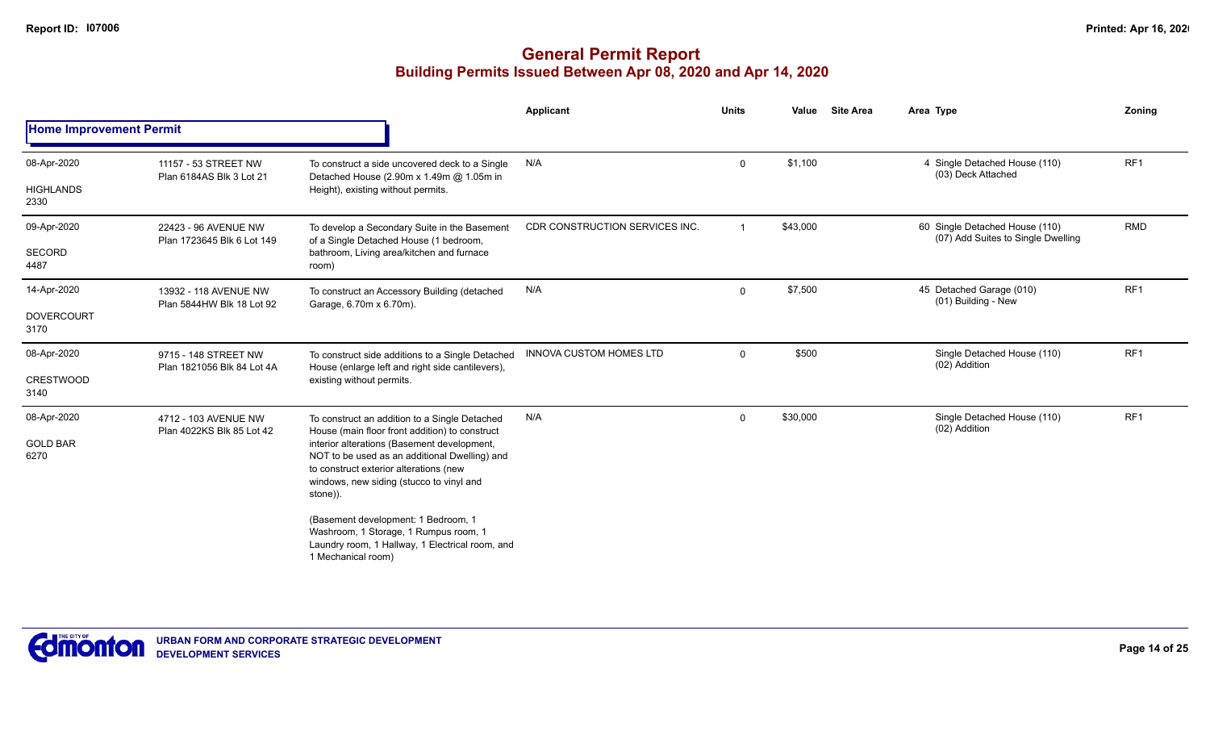# General Permit Report

## Building Permits Issued Between Apr 08, 2020 and Apr 14, 2020

### Home Improvement Permit

| Date / Neighbourhood | Address / Legal | Description | Applicant | Units | Value | Site Area | Area Type | Zoning |
|---|---|---|---|---|---|---|---|---|
| 08-Apr-2020 HIGHLANDS 2330 | 11157 - 53 STREET NW Plan 6184AS Blk 3 Lot 21 | To construct a side uncovered deck to a Single Detached House (2.90m x 1.49m @ 1.05m in Height), existing without permits. | N/A | 0 | $1,100 | | 4 Single Detached House (110) (03) Deck Attached | RF1 |
| 09-Apr-2020 SECORD 4487 | 22423 - 96 AVENUE NW Plan 1723645 Blk 6 Lot 149 | To develop a Secondary Suite in the Basement of a Single Detached House (1 bedroom, bathroom, Living area/kitchen and furnace room) | CDR CONSTRUCTION SERVICES INC. | 1 | $43,000 | | 60 Single Detached House (110) (07) Add Suites to Single Dwelling | RMD |
| 14-Apr-2020 DOVERCOURT 3170 | 13932 - 118 AVENUE NW Plan 5844HW Blk 18 Lot 92 | To construct an Accessory Building (detached Garage, 6.70m x 6.70m). | N/A | 0 | $7,500 | | 45 Detached Garage (010) (01) Building - New | RF1 |
| 08-Apr-2020 CRESTWOOD 3140 | 9715 - 148 STREET NW Plan 1821056 Blk 84 Lot 4A | To construct side additions to a Single Detached House (enlarge left and right side cantilevers), existing without permits. | INNOVA CUSTOM HOMES LTD | 0 | $500 | | Single Detached House (110) (02) Addition | RF1 |
| 08-Apr-2020 GOLD BAR 6270 | 4712 - 103 AVENUE NW Plan 4022KS Blk 85 Lot 42 | To construct an addition to a Single Detached House (main floor front addition) to construct interior alterations (Basement development, NOT to be used as an additional Dwelling) and to construct exterior alterations (new windows, new siding (stucco to vinyl and stone)). (Basement development: 1 Bedroom, 1 Washroom, 1 Storage, 1 Rumpus room, 1 Laundry room, 1 Hallway, 1 Electrical room, and 1 Mechanical room) | N/A | 0 | $30,000 | | Single Detached House (110) (02) Addition | RF1 |

URBAN FORM AND CORPORATE STRATEGIC DEVELOPMENT
DEVELOPMENT SERVICES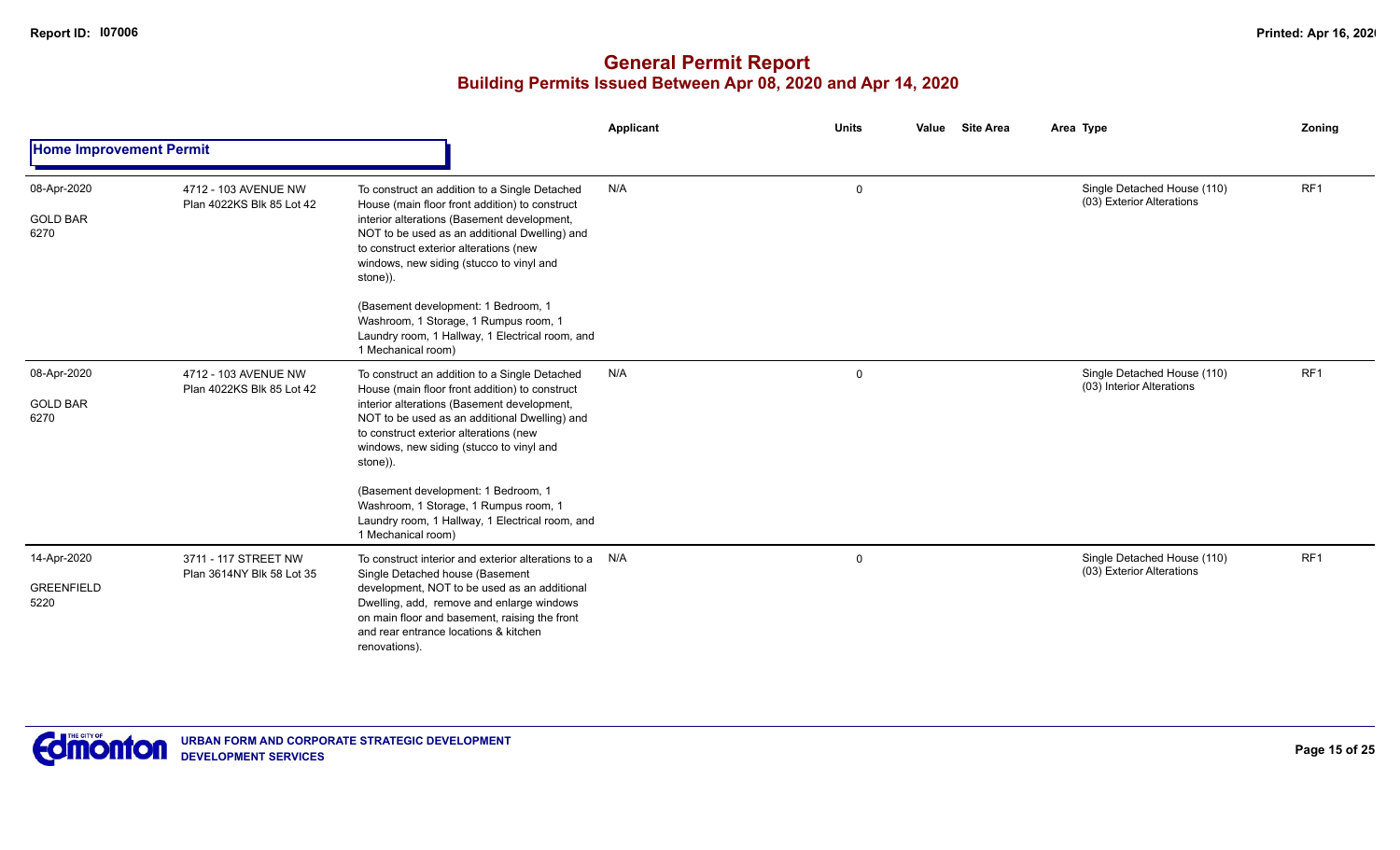# General Permit Report

## Building Permits Issued Between Apr 08, 2020 and Apr 14, 2020

| | | | Applicant | Units | Value | Site Area | Area Type | Zoning |
|---|---|---|---|---|---|---|---|---|
| **Home Improvement Permit** | | | | | | | | |
| 08-Apr-2020<br>GOLD BAR<br>6270 | 4712 - 103 AVENUE NW<br>Plan 4022KS Blk 85 Lot 42 | To construct an addition to a Single Detached House (main floor front addition) to construct interior alterations (Basement development, NOT to be used as an additional Dwelling) and to construct exterior alterations (new windows, new siding (stucco to vinyl and stone)).<br><br>(Basement development: 1 Bedroom, 1 Washroom, 1 Storage, 1 Rumpus room, 1 Laundry room, 1 Hallway, 1 Electrical room, and 1 Mechanical room) | N/A | 0 | | | Single Detached House (110)<br>(03) Exterior Alterations | RF1 |
| 08-Apr-2020<br>GOLD BAR<br>6270 | 4712 - 103 AVENUE NW<br>Plan 4022KS Blk 85 Lot 42 | To construct an addition to a Single Detached House (main floor front addition) to construct interior alterations (Basement development, NOT to be used as an additional Dwelling) and to construct exterior alterations (new windows, new siding (stucco to vinyl and stone)).<br><br>(Basement development: 1 Bedroom, 1 Washroom, 1 Storage, 1 Rumpus room, 1 Laundry room, 1 Hallway, 1 Electrical room, and 1 Mechanical room) | N/A | 0 | | | Single Detached House (110)<br>(03) Interior Alterations | RF1 |
| 14-Apr-2020<br>GREENFIELD<br>5220 | 3711 - 117 STREET NW<br>Plan 3614NY Blk 58 Lot 35 | To construct interior and exterior alterations to a Single Detached house (Basement development, NOT to be used as an additional Dwelling, add, remove and enlarge windows on main floor and basement, raising the front and rear entrance locations & kitchen renovations). | N/A | 0 | | | Single Detached House (110)<br>(03) Exterior Alterations | RF1 |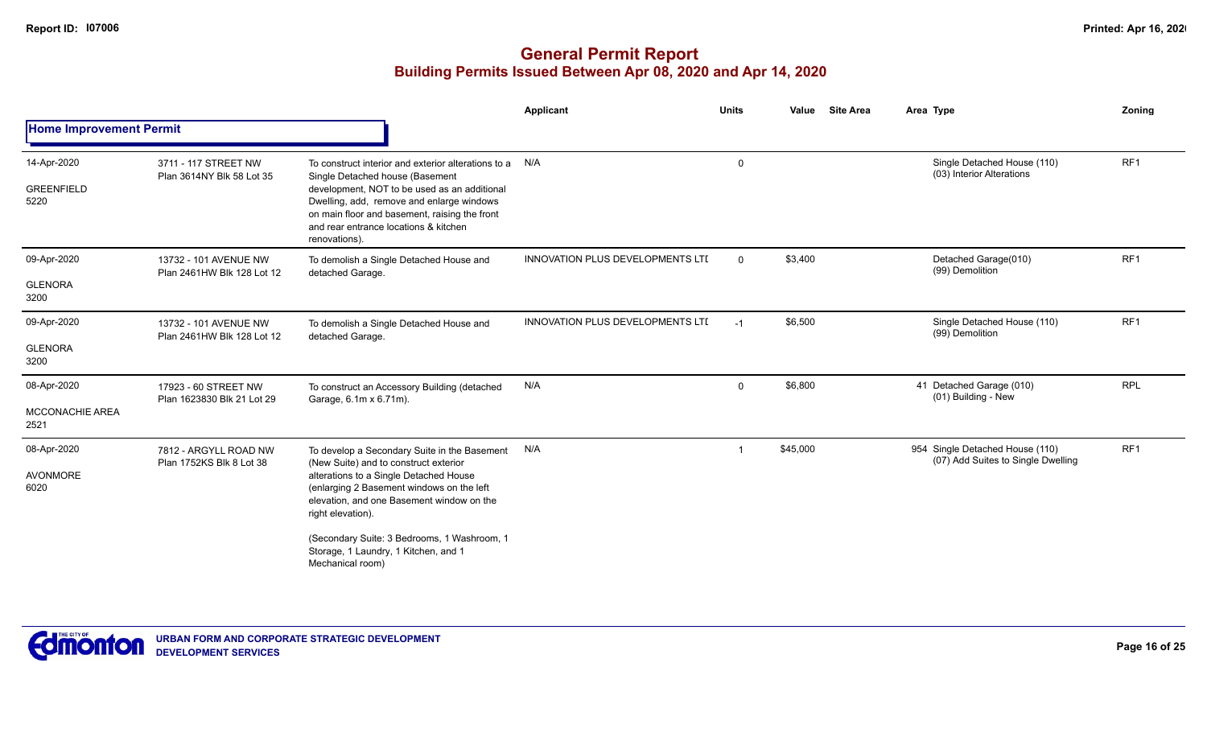# General Permit Report

## Building Permits Issued Between Apr 08, 2020 and Apr 14, 2020

### Home Improvement Permit

| Date / Neighbourhood | Address / Legal | Description | Applicant | Units | Value | Site Area | Area | Type | Zoning |
|---|---|---|---|---|---|---|---|---|---|
| 14-Apr-2020 GREENFIELD 5220 | 3711 - 117 STREET NW Plan 3614NY Blk 58 Lot 35 | To construct interior and exterior alterations to a Single Detached house (Basement development, NOT to be used as an additional Dwelling, add, remove and enlarge windows on main floor and basement, raising the front and rear entrance locations & kitchen renovations). | N/A | 0 | | | | Single Detached House (110) (03) Interior Alterations | RF1 |
| 09-Apr-2020 GLENORA 3200 | 13732 - 101 AVENUE NW Plan 2461HW Blk 128 Lot 12 | To demolish a Single Detached House and detached Garage. | INNOVATION PLUS DEVELOPMENTS LTI | 0 | $3,400 | | | Detached Garage(010) (99) Demolition | RF1 |
| 09-Apr-2020 GLENORA 3200 | 13732 - 101 AVENUE NW Plan 2461HW Blk 128 Lot 12 | To demolish a Single Detached House and detached Garage. | INNOVATION PLUS DEVELOPMENTS LTI | -1 | $6,500 | | | Single Detached House (110) (99) Demolition | RF1 |
| 08-Apr-2020 MCCONACHIE AREA 2521 | 17923 - 60 STREET NW Plan 1623830 Blk 21 Lot 29 | To construct an Accessory Building (detached Garage, 6.1m x 6.71m). | N/A | 0 | $6,800 | | 41 | Detached Garage (010) (01) Building - New | RPL |
| 08-Apr-2020 AVONMORE 6020 | 7812 - ARGYLL ROAD NW Plan 1752KS Blk 8 Lot 38 | To develop a Secondary Suite in the Basement (New Suite) and to construct exterior alterations to a Single Detached House (enlarging 2 Basement windows on the left elevation, and one Basement window on the right elevation). (Secondary Suite: 3 Bedrooms, 1 Washroom, 1 Storage, 1 Laundry, 1 Kitchen, and 1 Mechanical room) | N/A | 1 | $45,000 | | 954 | Single Detached House (110) (07) Add Suites to Single Dwelling | RF1 |

URBAN FORM AND CORPORATE STRATEGIC DEVELOPMENT
DEVELOPMENT SERVICES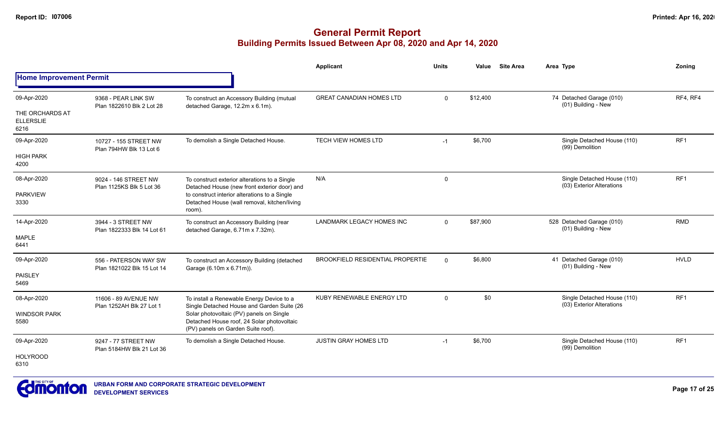# General Permit Report
## Building Permits Issued Between Apr 08, 2020 and Apr 14, 2020

### Home Improvement Permit

| Date / Neighbourhood | Address / Legal | Description | Applicant | Units | Value | Site Area | Area | Type | Zoning |
|---|---|---|---|---|---|---|---|---|---|
| 09-Apr-2020<br>THE ORCHARDS AT ELLERSLIE<br>6216 | 9368 - PEAR LINK SW<br>Plan 1822610 Blk 2 Lot 28 | To construct an Accessory Building (mutual detached Garage, 12.2m x 6.1m). | GREAT CANADIAN HOMES LTD | 0 | $12,400 | | 74 | Detached Garage (010)<br>(01) Building - New | RF4, RF4 |
| 09-Apr-2020<br>HIGH PARK<br>4200 | 10727 - 155 STREET NW<br>Plan 794HW Blk 13 Lot 6 | To demolish a Single Detached House. | TECH VIEW HOMES LTD | -1 | $6,700 | | | Single Detached House (110)<br>(99) Demolition | RF1 |
| 08-Apr-2020<br>PARKVIEW<br>3330 | 9024 - 146 STREET NW<br>Plan 1125KS Blk 5 Lot 36 | To construct exterior alterations to a Single Detached House (new front exterior door) and to construct interior alterations to a Single Detached House (wall removal, kitchen/living room). | N/A | 0 | | | | Single Detached House (110)<br>(03) Exterior Alterations | RF1 |
| 14-Apr-2020<br>MAPLE<br>6441 | 3944 - 3 STREET NW<br>Plan 1822333 Blk 14 Lot 61 | To construct an Accessory Building (rear detached Garage, 6.71m x 7.32m). | LANDMARK LEGACY HOMES INC | 0 | $87,900 | | 528 | Detached Garage (010)<br>(01) Building - New | RMD |
| 09-Apr-2020<br>PAISLEY<br>5469 | 556 - PATERSON WAY SW<br>Plan 1821022 Blk 15 Lot 14 | To construct an Accessory Building (detached Garage (6.10m x 6.71m)). | BROOKFIELD RESIDENTIAL PROPERTIE | 0 | $6,800 | | 41 | Detached Garage (010)<br>(01) Building - New | HVLD |
| 08-Apr-2020<br>WINDSOR PARK<br>5580 | 11606 - 89 AVENUE NW<br>Plan 1252AH Blk 27 Lot 1 | To install a Renewable Energy Device to a Single Detached House and Garden Suite (26 Solar photovoltaic (PV) panels on Single Detached House roof, 24 Solar photovoltaic (PV) panels on Garden Suite roof). | KUBY RENEWABLE ENERGY LTD | 0 | $0 | | | Single Detached House (110)<br>(03) Exterior Alterations | RF1 |
| 09-Apr-2020<br>HOLYROOD<br>6310 | 9247 - 77 STREET NW<br>Plan 5184HW Blk 21 Lot 36 | To demolish a Single Detached House. | JUSTIN GRAY HOMES LTD | -1 | $6,700 | | | Single Detached House (110)<br>(99) Demolition | RF1 |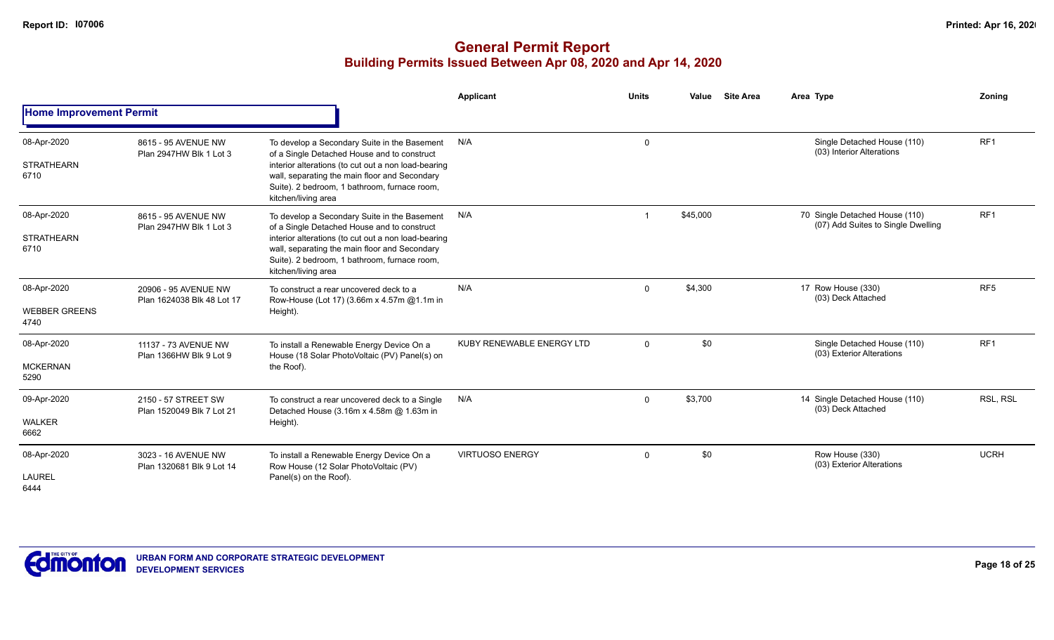# General Permit Report

## Building Permits Issued Between Apr 08, 2020 and Apr 14, 2020

### Home Improvement Permit

| Date / Neighbourhood | Address / Legal | Description | Applicant | Units | Value | Site Area | Area | Type | Zoning |
|---|---|---|---|---|---|---|---|---|---|
| 08-Apr-2020<br>STRATHEARN<br>6710 | 8615 - 95 AVENUE NW<br>Plan 2947HW Blk 1 Lot 3 | To develop a Secondary Suite in the Basement of a Single Detached House and to construct interior alterations (to cut out a non load-bearing wall, separating the main floor and Secondary Suite). 2 bedroom, 1 bathroom, furnace room, kitchen/living area | N/A | 0 | | | | Single Detached House (110)<br>(03) Interior Alterations | RF1 |
| 08-Apr-2020<br>STRATHEARN<br>6710 | 8615 - 95 AVENUE NW<br>Plan 2947HW Blk 1 Lot 3 | To develop a Secondary Suite in the Basement of a Single Detached House and to construct interior alterations (to cut out a non load-bearing wall, separating the main floor and Secondary Suite). 2 bedroom, 1 bathroom, furnace room, kitchen/living area | N/A | 1 | $45,000 | | 70 | Single Detached House (110)<br>(07) Add Suites to Single Dwelling | RF1 |
| 08-Apr-2020<br>WEBBER GREENS<br>4740 | 20906 - 95 AVENUE NW<br>Plan 1624038 Blk 48 Lot 17 | To construct a rear uncovered deck to a Row-House (Lot 17) (3.66m x 4.57m @1.1m in Height). | N/A | 0 | $4,300 | | 17 | Row House (330)<br>(03) Deck Attached | RF5 |
| 08-Apr-2020<br>MCKERNAN<br>5290 | 11137 - 73 AVENUE NW<br>Plan 1366HW Blk 9 Lot 9 | To install a Renewable Energy Device On a House (18 Solar PhotoVoltaic (PV) Panel(s) on the Roof). | KUBY RENEWABLE ENERGY LTD | 0 | $0 | | | Single Detached House (110)<br>(03) Exterior Alterations | RF1 |
| 09-Apr-2020<br>WALKER<br>6662 | 2150 - 57 STREET SW<br>Plan 1520049 Blk 7 Lot 21 | To construct a rear uncovered deck to a Single Detached House (3.16m x 4.58m @ 1.63m in Height). | N/A | 0 | $3,700 | | 14 | Single Detached House (110)<br>(03) Deck Attached | RSL, RSL |
| 08-Apr-2020<br>LAUREL<br>6444 | 3023 - 16 AVENUE NW<br>Plan 1320681 Blk 9 Lot 14 | To install a Renewable Energy Device On a Row House (12 Solar PhotoVoltaic (PV) Panel(s) on the Roof). | VIRTUOSO ENERGY | 0 | $0 | | | Row House (330)<br>(03) Exterior Alterations | UCRH |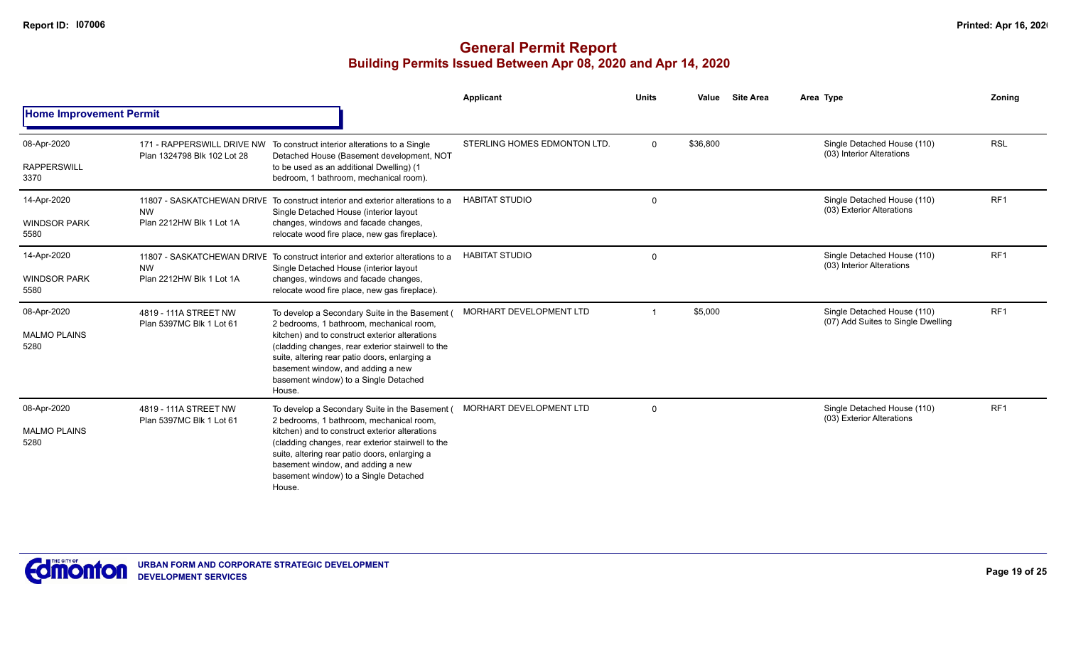# General Permit Report

## Building Permits Issued Between Apr 08, 2020 and Apr 14, 2020

### Home Improvement Permit

| Date / Neighbourhood | Address / Legal | Description | Applicant | Units | Value | Site Area | Area Type | Zoning |
|---|---|---|---|---|---|---|---|---|
| 08-Apr-2020 RAPPERSWILL 3370 | 171 - RAPPERSWILL DRIVE NW Plan 1324798 Blk 102 Lot 28 | To construct interior alterations to a Single Detached House (Basement development, NOT to be used as an additional Dwelling) (1 bedroom, 1 bathroom, mechanical room). | STERLING HOMES EDMONTON LTD. | 0 | $36,800 | | Single Detached House (110) (03) Interior Alterations | RSL |
| 14-Apr-2020 WINDSOR PARK 5580 | 11807 - SASKATCHEWAN DRIVE NW Plan 2212HW Blk 1 Lot 1A | To construct interior and exterior alterations to a Single Detached House (interior layout changes, windows and facade changes, relocate wood fire place, new gas fireplace). | HABITAT STUDIO | 0 | | | Single Detached House (110) (03) Exterior Alterations | RF1 |
| 14-Apr-2020 WINDSOR PARK 5580 | 11807 - SASKATCHEWAN DRIVE NW Plan 2212HW Blk 1 Lot 1A | To construct interior and exterior alterations to a Single Detached House (interior layout changes, windows and facade changes, relocate wood fire place, new gas fireplace). | HABITAT STUDIO | 0 | | | Single Detached House (110) (03) Interior Alterations | RF1 |
| 08-Apr-2020 MALMO PLAINS 5280 | 4819 - 111A STREET NW Plan 5397MC Blk 1 Lot 61 | To develop a Secondary Suite in the Basement ( 2 bedrooms, 1 bathroom, mechanical room, kitchen) and to construct exterior alterations (cladding changes, rear exterior stairwell to the suite, altering rear patio doors, enlarging a basement window, and adding a new basement window) to a Single Detached House. | MORHART DEVELOPMENT LTD | 1 | $5,000 | | Single Detached House (110) (07) Add Suites to Single Dwelling | RF1 |
| 08-Apr-2020 MALMO PLAINS 5280 | 4819 - 111A STREET NW Plan 5397MC Blk 1 Lot 61 | To develop a Secondary Suite in the Basement ( 2 bedrooms, 1 bathroom, mechanical room, kitchen) and to construct exterior alterations (cladding changes, rear exterior stairwell to the suite, altering rear patio doors, enlarging a basement window, and adding a new basement window) to a Single Detached House. | MORHART DEVELOPMENT LTD | 0 | | | Single Detached House (110) (03) Exterior Alterations | RF1 |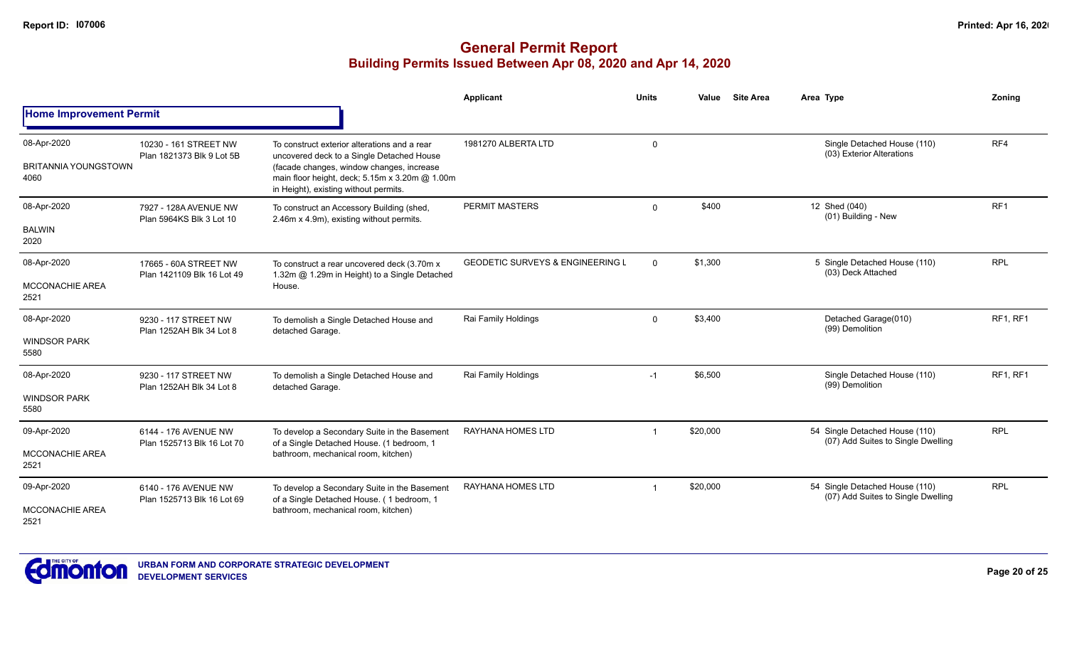# General Permit Report

## Building Permits Issued Between Apr 08, 2020 and Apr 14, 2020

### Home Improvement Permit

| Date / Neighbourhood | Address / Legal | Description | Applicant | Units | Value | Site Area | Area | Type | Zoning |
|---|---|---|---|---|---|---|---|---|---|
| 08-Apr-2020<br>BRITANNIA YOUNGSTOWN<br>4060 | 10230 - 161 STREET NW<br>Plan 1821373 Blk 9 Lot 5B | To construct exterior alterations and a rear uncovered deck to a Single Detached House (facade changes, window changes, increase main floor height, deck; 5.15m x 3.20m @ 1.00m in Height), existing without permits. | 1981270 ALBERTA LTD | 0 | | | | Single Detached House (110)<br>(03) Exterior Alterations | RF4 |
| 08-Apr-2020<br>BALWIN<br>2020 | 7927 - 128A AVENUE NW<br>Plan 5964KS Blk 3 Lot 10 | To construct an Accessory Building (shed, 2.46m x 4.9m), existing without permits. | PERMIT MASTERS | 0 | $400 | | 12 | Shed (040)<br>(01) Building - New | RF1 |
| 08-Apr-2020<br>MCCONACHIE AREA<br>2521 | 17665 - 60A STREET NW<br>Plan 1421109 Blk 16 Lot 49 | To construct a rear uncovered deck (3.70m x 1.32m @ 1.29m in Height) to a Single Detached House. | GEODETIC SURVEYS & ENGINEERING L | 0 | $1,300 | | 5 | Single Detached House (110)<br>(03) Deck Attached | RPL |
| 08-Apr-2020<br>WINDSOR PARK<br>5580 | 9230 - 117 STREET NW<br>Plan 1252AH Blk 34 Lot 8 | To demolish a Single Detached House and detached Garage. | Rai Family Holdings | 0 | $3,400 | | | Detached Garage(010)<br>(99) Demolition | RF1, RF1 |
| 08-Apr-2020<br>WINDSOR PARK<br>5580 | 9230 - 117 STREET NW<br>Plan 1252AH Blk 34 Lot 8 | To demolish a Single Detached House and detached Garage. | Rai Family Holdings | -1 | $6,500 | | | Single Detached House (110)<br>(99) Demolition | RF1, RF1 |
| 09-Apr-2020<br>MCCONACHIE AREA<br>2521 | 6144 - 176 AVENUE NW<br>Plan 1525713 Blk 16 Lot 70 | To develop a Secondary Suite in the Basement of a Single Detached House. (1 bedroom, 1 bathroom, mechanical room, kitchen) | RAYHANA HOMES LTD | 1 | $20,000 | | 54 | Single Detached House (110)<br>(07) Add Suites to Single Dwelling | RPL |
| 09-Apr-2020<br>MCCONACHIE AREA<br>2521 | 6140 - 176 AVENUE NW<br>Plan 1525713 Blk 16 Lot 69 | To develop a Secondary Suite in the Basement of a Single Detached House. ( 1 bedroom, 1 bathroom, mechanical room, kitchen) | RAYHANA HOMES LTD | 1 | $20,000 | | 54 | Single Detached House (110)<br>(07) Add Suites to Single Dwelling | RPL |

URBAN FORM AND CORPORATE STRATEGIC DEVELOPMENT
DEVELOPMENT SERVICES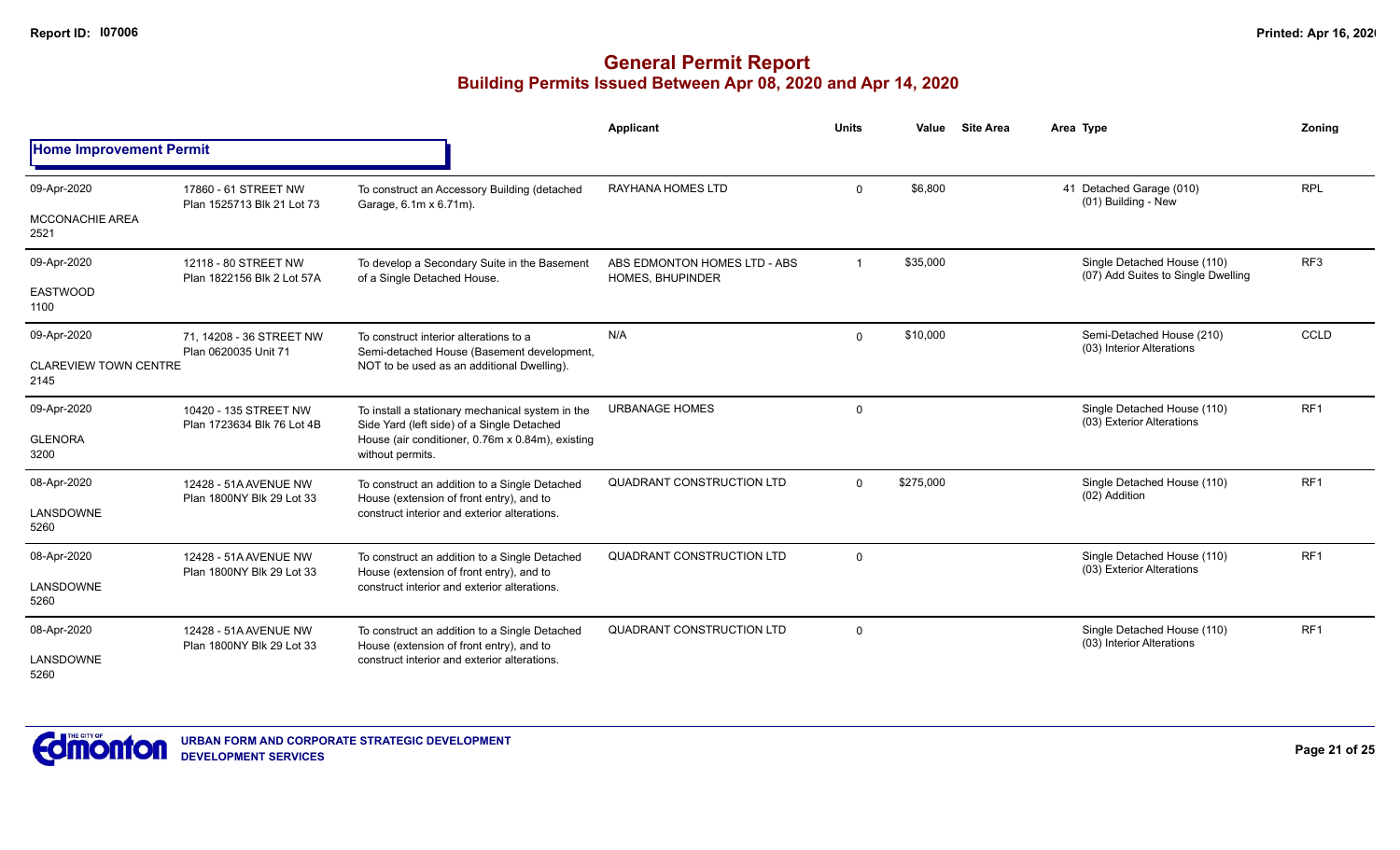# General Permit Report

## Building Permits Issued Between Apr 08, 2020 and Apr 14, 2020

### Home Improvement Permit

| Date / Neighbourhood | Address / Legal | Description | Applicant | Units | Value | Site Area | Area Type | Zoning |
|---|---|---|---|---|---|---|---|---|
| 09-Apr-2020 MCCONACHIE AREA 2521 | 17860 - 61 STREET NW Plan 1525713 Blk 21 Lot 73 | To construct an Accessory Building (detached Garage, 6.1m x 6.71m). | RAYHANA HOMES LTD | 0 | $6,800 | | 41 Detached Garage (010) (01) Building - New | RPL |
| 09-Apr-2020 EASTWOOD 1100 | 12118 - 80 STREET NW Plan 1822156 Blk 2 Lot 57A | To develop a Secondary Suite in the Basement of a Single Detached House. | ABS EDMONTON HOMES LTD - ABS HOMES, BHUPINDER | 1 | $35,000 | | Single Detached House (110) (07) Add Suites to Single Dwelling | RF3 |
| 09-Apr-2020 CLAREVIEW TOWN CENTRE 2145 | 71, 14208 - 36 STREET NW Plan 0620035 Unit 71 | To construct interior alterations to a Semi-detached House (Basement development, NOT to be used as an additional Dwelling). | N/A | 0 | $10,000 | | Semi-Detached House (210) (03) Interior Alterations | CCLD |
| 09-Apr-2020 GLENORA 3200 | 10420 - 135 STREET NW Plan 1723634 Blk 76 Lot 4B | To install a stationary mechanical system in the Side Yard (left side) of a Single Detached House (air conditioner, 0.76m x 0.84m), existing without permits. | URBANAGE HOMES | 0 | | | Single Detached House (110) (03) Exterior Alterations | RF1 |
| 08-Apr-2020 LANSDOWNE 5260 | 12428 - 51A AVENUE NW Plan 1800NY Blk 29 Lot 33 | To construct an addition to a Single Detached House (extension of front entry), and to construct interior and exterior alterations. | QUADRANT CONSTRUCTION LTD | 0 | $275,000 | | Single Detached House (110) (02) Addition | RF1 |
| 08-Apr-2020 LANSDOWNE 5260 | 12428 - 51A AVENUE NW Plan 1800NY Blk 29 Lot 33 | To construct an addition to a Single Detached House (extension of front entry), and to construct interior and exterior alterations. | QUADRANT CONSTRUCTION LTD | 0 | | | Single Detached House (110) (03) Exterior Alterations | RF1 |
| 08-Apr-2020 LANSDOWNE 5260 | 12428 - 51A AVENUE NW Plan 1800NY Blk 29 Lot 33 | To construct an addition to a Single Detached House (extension of front entry), and to construct interior and exterior alterations. | QUADRANT CONSTRUCTION LTD | 0 | | | Single Detached House (110) (03) Interior Alterations | RF1 |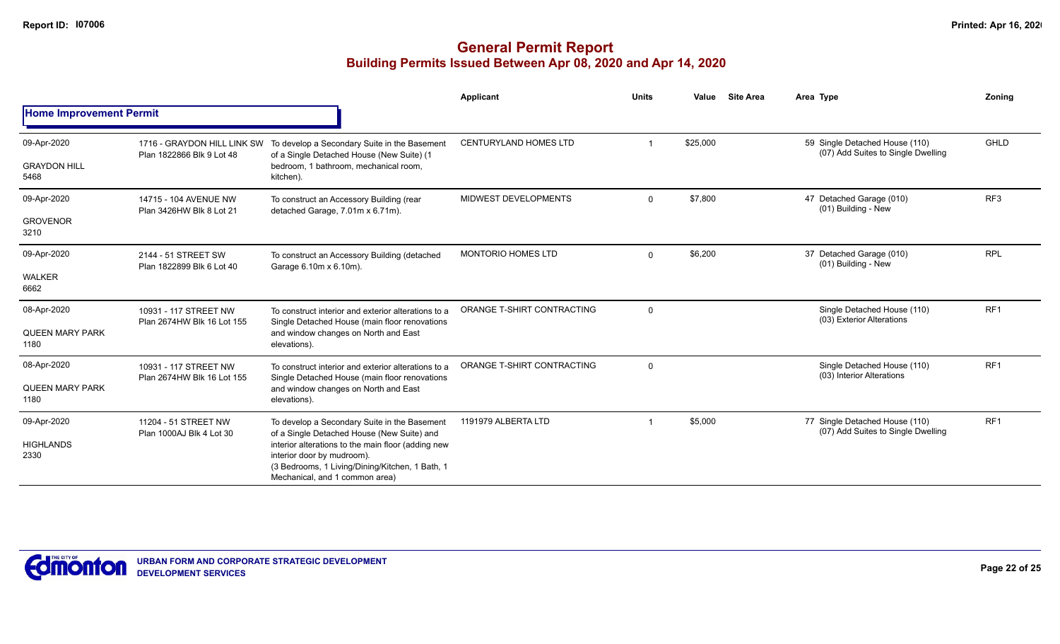# General Permit Report
## Building Permits Issued Between Apr 08, 2020 and Apr 14, 2020

**Home Improvement Permit**

| Date / Neighbourhood | Address / Legal | Description | Applicant | Units | Value | Site Area | Area Type | Zoning |
|---|---|---|---|---|---|---|---|---|
| 09-Apr-2020 GRAYDON HILL 5468 | 1716 - GRAYDON HILL LINK SW Plan 1822866 Blk 9 Lot 48 | To develop a Secondary Suite in the Basement of a Single Detached House (New Suite) (1 bedroom, 1 bathroom, mechanical room, kitchen). | CENTURYLAND HOMES LTD | 1 | $25,000 | | 59 Single Detached House (110) (07) Add Suites to Single Dwelling | GHLD |
| 09-Apr-2020 GROVENOR 3210 | 14715 - 104 AVENUE NW Plan 3426HW Blk 8 Lot 21 | To construct an Accessory Building (rear detached Garage, 7.01m x 6.71m). | MIDWEST DEVELOPMENTS | 0 | $7,800 | | 47 Detached Garage (010) (01) Building - New | RF3 |
| 09-Apr-2020 WALKER 6662 | 2144 - 51 STREET SW Plan 1822899 Blk 6 Lot 40 | To construct an Accessory Building (detached Garage 6.10m x 6.10m). | MONTORIO HOMES LTD | 0 | $6,200 | | 37 Detached Garage (010) (01) Building - New | RPL |
| 08-Apr-2020 QUEEN MARY PARK 1180 | 10931 - 117 STREET NW Plan 2674HW Blk 16 Lot 155 | To construct interior and exterior alterations to a Single Detached House (main floor renovations and window changes on North and East elevations). | ORANGE T-SHIRT CONTRACTING | 0 | | | Single Detached House (110) (03) Exterior Alterations | RF1 |
| 08-Apr-2020 QUEEN MARY PARK 1180 | 10931 - 117 STREET NW Plan 2674HW Blk 16 Lot 155 | To construct interior and exterior alterations to a Single Detached House (main floor renovations and window changes on North and East elevations). | ORANGE T-SHIRT CONTRACTING | 0 | | | Single Detached House (110) (03) Interior Alterations | RF1 |
| 09-Apr-2020 HIGHLANDS 2330 | 11204 - 51 STREET NW Plan 1000AJ Blk 4 Lot 30 | To develop a Secondary Suite in the Basement of a Single Detached House (New Suite) and interior alterations to the main floor (adding new interior door by mudroom). (3 Bedrooms, 1 Living/Dining/Kitchen, 1 Bath, 1 Mechanical, and 1 common area) | 1191979 ALBERTA LTD | 1 | $5,000 | | 77 Single Detached House (110) (07) Add Suites to Single Dwelling | RF1 |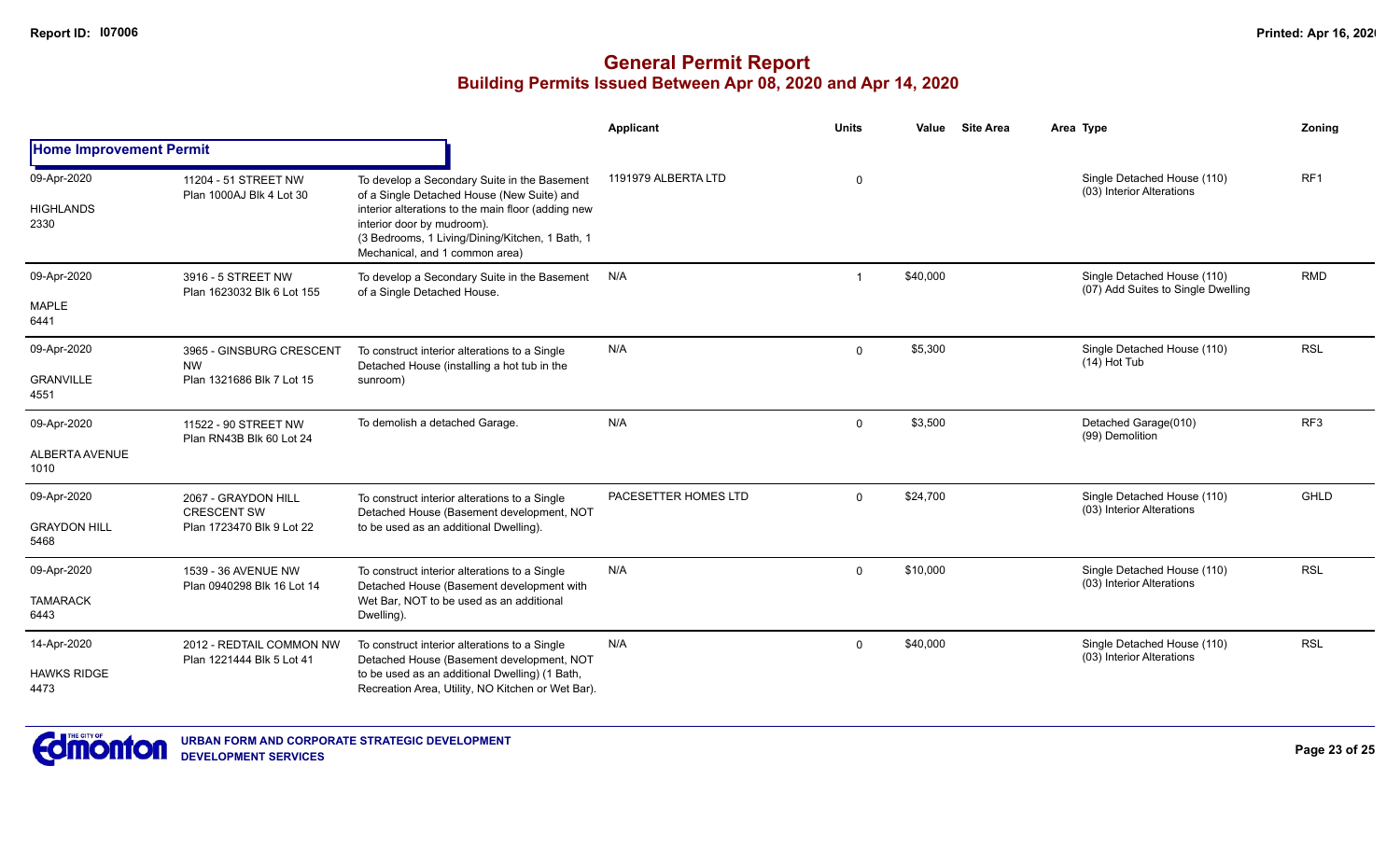# General Permit Report

## Building Permits Issued Between Apr 08, 2020 and Apr 14, 2020

| | | | Applicant | Units | Value | Site Area | Area Type | Zoning |
|---|---|---|---|---|---|---|---|---|
| **Home Improvement Permit** | | | | | | | | |
| 09-Apr-2020<br>HIGHLANDS<br>2330 | 11204 - 51 STREET NW<br>Plan 1000AJ Blk 4 Lot 30 | To develop a Secondary Suite in the Basement of a Single Detached House (New Suite) and interior alterations to the main floor (adding new interior door by mudroom).<br>(3 Bedrooms, 1 Living/Dining/Kitchen, 1 Bath, 1 Mechanical, and 1 common area) | 1191979 ALBERTA LTD | 0 | | | Single Detached House (110)<br>(03) Interior Alterations | RF1 |
| 09-Apr-2020<br>MAPLE<br>6441 | 3916 - 5 STREET NW<br>Plan 1623032 Blk 6 Lot 155 | To develop a Secondary Suite in the Basement of a Single Detached House. | N/A | 1 | $40,000 | | Single Detached House (110)<br>(07) Add Suites to Single Dwelling | RMD |
| 09-Apr-2020<br>GRANVILLE<br>4551 | 3965 - GINSBURG CRESCENT NW<br>Plan 1321686 Blk 7 Lot 15 | To construct interior alterations to a Single Detached House (installing a hot tub in the sunroom) | N/A | 0 | $5,300 | | Single Detached House (110)<br>(14) Hot Tub | RSL |
| 09-Apr-2020<br>ALBERTA AVENUE<br>1010 | 11522 - 90 STREET NW<br>Plan RN43B Blk 60 Lot 24 | To demolish a detached Garage. | N/A | 0 | $3,500 | | Detached Garage(010)<br>(99) Demolition | RF3 |
| 09-Apr-2020<br>GRAYDON HILL<br>5468 | 2067 - GRAYDON HILL CRESCENT SW<br>Plan 1723470 Blk 9 Lot 22 | To construct interior alterations to a Single Detached House (Basement development, NOT to be used as an additional Dwelling). | PACESETTER HOMES LTD | 0 | $24,700 | | Single Detached House (110)<br>(03) Interior Alterations | GHLD |
| 09-Apr-2020<br>TAMARACK<br>6443 | 1539 - 36 AVENUE NW<br>Plan 0940298 Blk 16 Lot 14 | To construct interior alterations to a Single Detached House (Basement development with Wet Bar, NOT to be used as an additional Dwelling). | N/A | 0 | $10,000 | | Single Detached House (110)<br>(03) Interior Alterations | RSL |
| 14-Apr-2020<br>HAWKS RIDGE<br>4473 | 2012 - REDTAIL COMMON NW<br>Plan 1221444 Blk 5 Lot 41 | To construct interior alterations to a Single Detached House (Basement development, NOT to be used as an additional Dwelling) (1 Bath, Recreation Area, Utility, NO Kitchen or Wet Bar). | N/A | 0 | $40,000 | | Single Detached House (110)<br>(03) Interior Alterations | RSL |

URBAN FORM AND CORPORATE STRATEGIC DEVELOPMENT
DEVELOPMENT SERVICES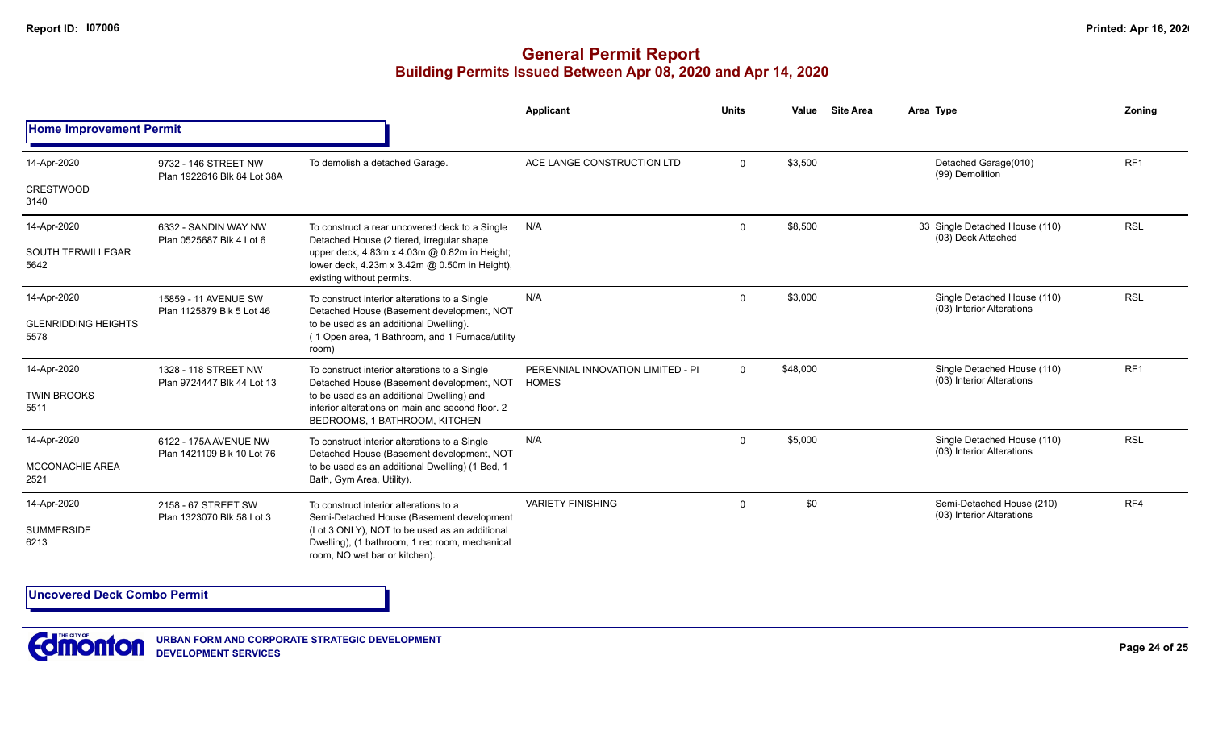# General Permit Report

## Building Permits Issued Between Apr 08, 2020 and Apr 14, 2020

### Home Improvement Permit

| Date / Neighbourhood | Address / Legal | Description | Applicant | Units | Value | Site Area | Area | Type | Zoning |
|---|---|---|---|---|---|---|---|---|---|
| 14-Apr-2020<br>CRESTWOOD<br>3140 | 9732 - 146 STREET NW<br>Plan 1922616 Blk 84 Lot 38A | To demolish a detached Garage. | ACE LANGE CONSTRUCTION LTD | 0 | $3,500 | | | Detached Garage(010)<br>(99) Demolition | RF1 |
| 14-Apr-2020<br>SOUTH TERWILLEGAR<br>5642 | 6332 - SANDIN WAY NW<br>Plan 0525687 Blk 4 Lot 6 | To construct a rear uncovered deck to a Single Detached House (2 tiered, irregular shape upper deck, 4.83m x 4.03m @ 0.82m in Height; lower deck, 4.23m x 3.42m @ 0.50m in Height), existing without permits. | N/A | 0 | $8,500 | | 33 | Single Detached House (110)<br>(03) Deck Attached | RSL |
| 14-Apr-2020<br>GLENRIDDING HEIGHTS<br>5578 | 15859 - 11 AVENUE SW<br>Plan 1125879 Blk 5 Lot 46 | To construct interior alterations to a Single Detached House (Basement development, NOT to be used as an additional Dwelling).<br>( 1 Open area, 1 Bathroom, and 1 Furnace/utility room) | N/A | 0 | $3,000 | | | Single Detached House (110)<br>(03) Interior Alterations | RSL |
| 14-Apr-2020<br>TWIN BROOKS<br>5511 | 1328 - 118 STREET NW<br>Plan 9724447 Blk 44 Lot 13 | To construct interior alterations to a Single Detached House (Basement development, NOT to be used as an additional Dwelling) and interior alterations on main and second floor. 2 BEDROOMS, 1 BATHROOM, KITCHEN | PERENNIAL INNOVATION LIMITED - PI HOMES | 0 | $48,000 | | | Single Detached House (110)<br>(03) Interior Alterations | RF1 |
| 14-Apr-2020<br>MCCONACHIE AREA<br>2521 | 6122 - 175A AVENUE NW<br>Plan 1421109 Blk 10 Lot 76 | To construct interior alterations to a Single Detached House (Basement development, NOT to be used as an additional Dwelling) (1 Bed, 1 Bath, Gym Area, Utility). | N/A | 0 | $5,000 | | | Single Detached House (110)<br>(03) Interior Alterations | RSL |
| 14-Apr-2020<br>SUMMERSIDE<br>6213 | 2158 - 67 STREET SW<br>Plan 1323070 Blk 58 Lot 3 | To construct interior alterations to a Semi-Detached House (Basement development (Lot 3 ONLY), NOT to be used as an additional Dwelling), (1 bathroom, 1 rec room, mechanical room, NO wet bar or kitchen). | VARIETY FINISHING | 0 | $0 | | | Semi-Detached House (210)<br>(03) Interior Alterations | RF4 |

### Uncovered Deck Combo Permit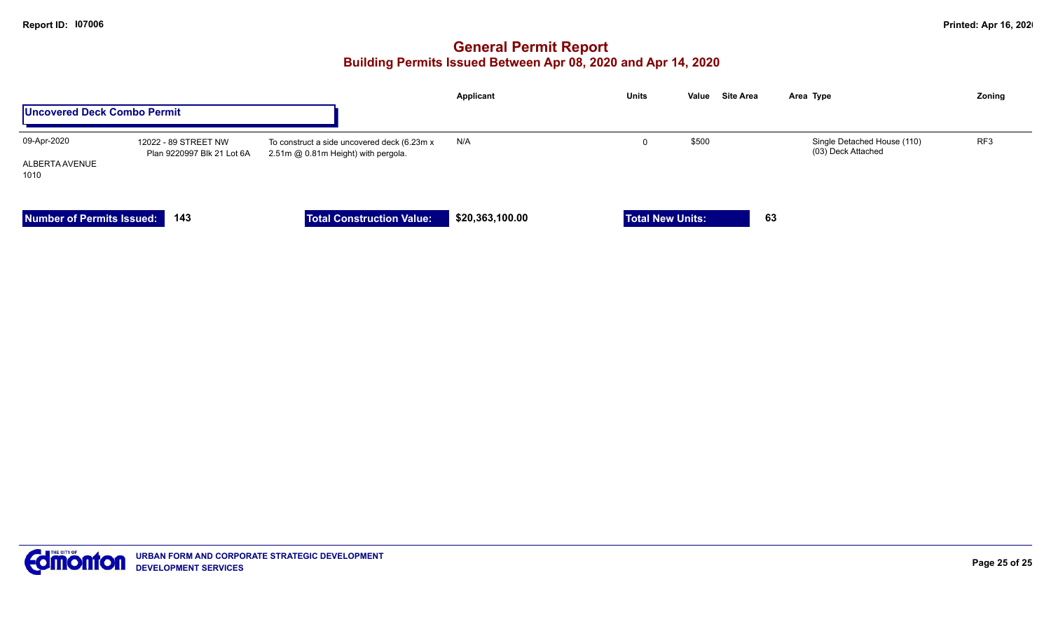# General Permit Report

## Building Permits Issued Between Apr 08, 2020 and Apr 14, 2020

| | | | Applicant | Units | Value | Site Area | Area Type | Zoning |
|---|---|---|---|---|---|---|---|---|
| **Uncovered Deck Combo Permit** | | | | | | | | |
| 09-Apr-2020<br>ALBERTA AVENUE<br>1010 | 12022 - 89 STREET NW<br>Plan 9220997 Blk 21 Lot 6A | To construct a side uncovered deck (6.23m x 2.51m @ 0.81m Height) with pergola. | N/A | 0 | $500 | | Single Detached House (110)<br>(03) Deck Attached | RF3 |

**Number of Permits Issued:** 143

**Total Construction Value:** $20,363,100.00

**Total New Units:** 63

URBAN FORM AND CORPORATE STRATEGIC DEVELOPMENT
DEVELOPMENT SERVICES